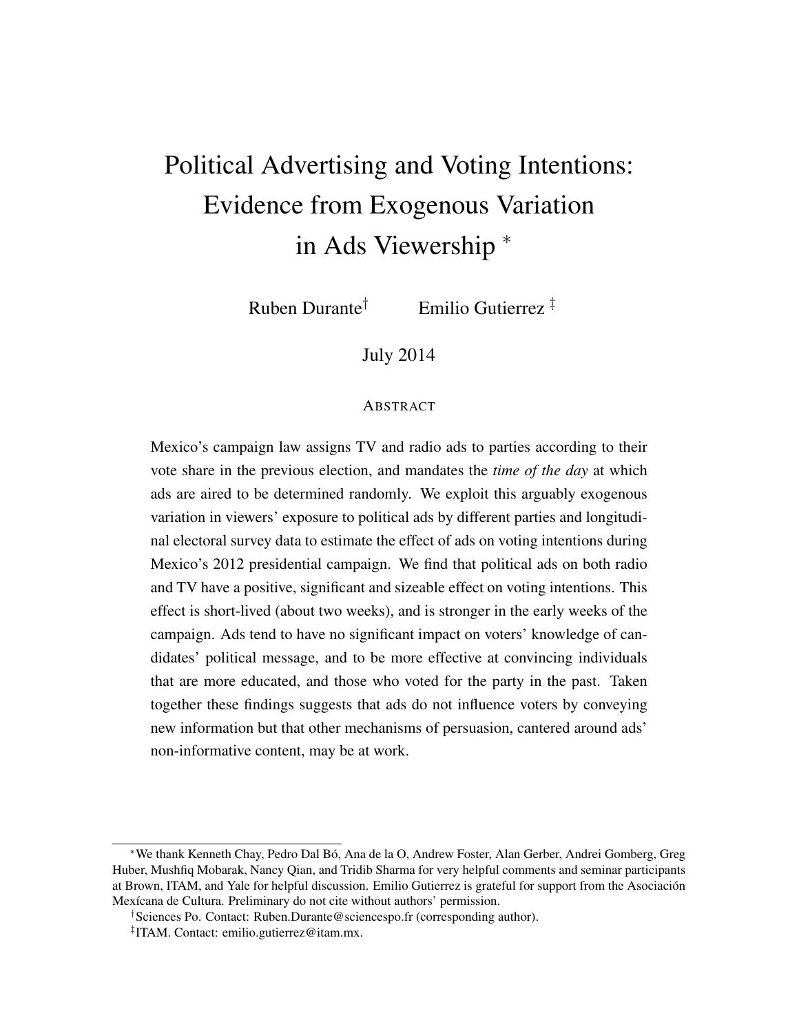# Political Advertising and Voting Intentions: Evidence from Exogenous Variation in Ads Viewership *

Ruben Durante[†] Emilio Gutierrez[‡]

July 2014

## ABSTRACT

Mexico's campaign law assigns TV and radio ads to parties according to their vote share in the previous election, and mandates the *time of the day* at which ads are aired to be determined randomly. We exploit this arguably exogenous variation in viewers' exposure to political ads by different parties and longitudinal electoral survey data to estimate the effect of ads on voting intentions during Mexico's 2012 presidential campaign. We find that political ads on both radio and TV have a positive, significant and sizeable effect on voting intentions. This effect is short-lived (about two weeks), and is stronger in the early weeks of the campaign. Ads tend to have no significant impact on voters' knowledge of candidates' political message, and to be more effective at convincing individuals that are more educated, and those who voted for the party in the past. Taken together these findings suggests that ads do not influence voters by conveying new information but that other mechanisms of persuasion, cantered around ads' non-informative content, may be at work.

---

*We thank Kenneth Chay, Pedro Dal Bó, Ana de la O, Andrew Foster, Alan Gerber, Andrei Gomberg, Greg Huber, Mushfiq Mobarak, Nancy Qian, and Tridib Sharma for very helpful comments and seminar participants at Brown, ITAM, and Yale for helpful discussion. Emilio Gutierrez is grateful for support from the Asociación Mexícana de Cultura. Preliminary do not cite without authors' permission.

[†]Sciences Po. Contact: Ruben.Durante@sciencespo.fr (corresponding author).

[‡]ITAM. Contact: emilio.gutierrez@itam.mx.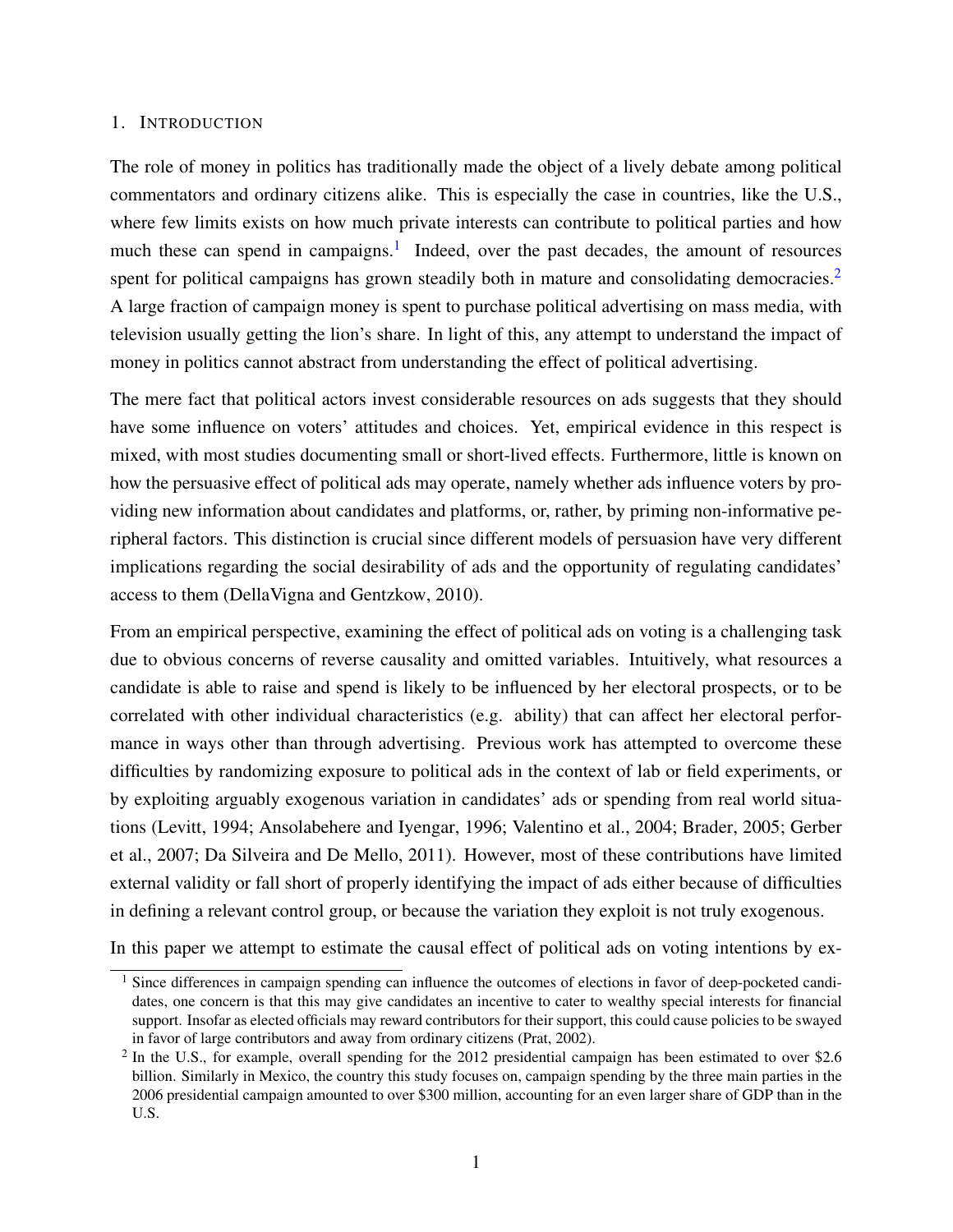## 1. Introduction

The role of money in politics has traditionally made the object of a lively debate among political commentators and ordinary citizens alike. This is especially the case in countries, like the U.S., where few limits exists on how much private interests can contribute to political parties and how much these can spend in campaigns.[1] Indeed, over the past decades, the amount of resources spent for political campaigns has grown steadily both in mature and consolidating democracies.[2] A large fraction of campaign money is spent to purchase political advertising on mass media, with television usually getting the lion's share. In light of this, any attempt to understand the impact of money in politics cannot abstract from understanding the effect of political advertising.

The mere fact that political actors invest considerable resources on ads suggests that they should have some influence on voters' attitudes and choices. Yet, empirical evidence in this respect is mixed, with most studies documenting small or short-lived effects. Furthermore, little is known on how the persuasive effect of political ads may operate, namely whether ads influence voters by providing new information about candidates and platforms, or, rather, by priming non-informative peripheral factors. This distinction is crucial since different models of persuasion have very different implications regarding the social desirability of ads and the opportunity of regulating candidates' access to them (DellaVigna and Gentzkow, 2010).

From an empirical perspective, examining the effect of political ads on voting is a challenging task due to obvious concerns of reverse causality and omitted variables. Intuitively, what resources a candidate is able to raise and spend is likely to be influenced by her electoral prospects, or to be correlated with other individual characteristics (e.g. ability) that can affect her electoral performance in ways other than through advertising. Previous work has attempted to overcome these difficulties by randomizing exposure to political ads in the context of lab or field experiments, or by exploiting arguably exogenous variation in candidates' ads or spending from real world situations (Levitt, 1994; Ansolabehere and Iyengar, 1996; Valentino et al., 2004; Brader, 2005; Gerber et al., 2007; Da Silveira and De Mello, 2011). However, most of these contributions have limited external validity or fall short of properly identifying the impact of ads either because of difficulties in defining a relevant control group, or because the variation they exploit is not truly exogenous.

In this paper we attempt to estimate the causal effect of political ads on voting intentions by ex-

---

[1] Since differences in campaign spending can influence the outcomes of elections in favor of deep-pocketed candidates, one concern is that this may give candidates an incentive to cater to wealthy special interests for financial support. Insofar as elected officials may reward contributors for their support, this could cause policies to be swayed in favor of large contributors and away from ordinary citizens (Prat, 2002).

[2] In the U.S., for example, overall spending for the 2012 presidential campaign has been estimated to over \$2.6 billion. Similarly in Mexico, the country this study focuses on, campaign spending by the three main parties in the 2006 presidential campaign amounted to over \$300 million, accounting for an even larger share of GDP than in the U.S.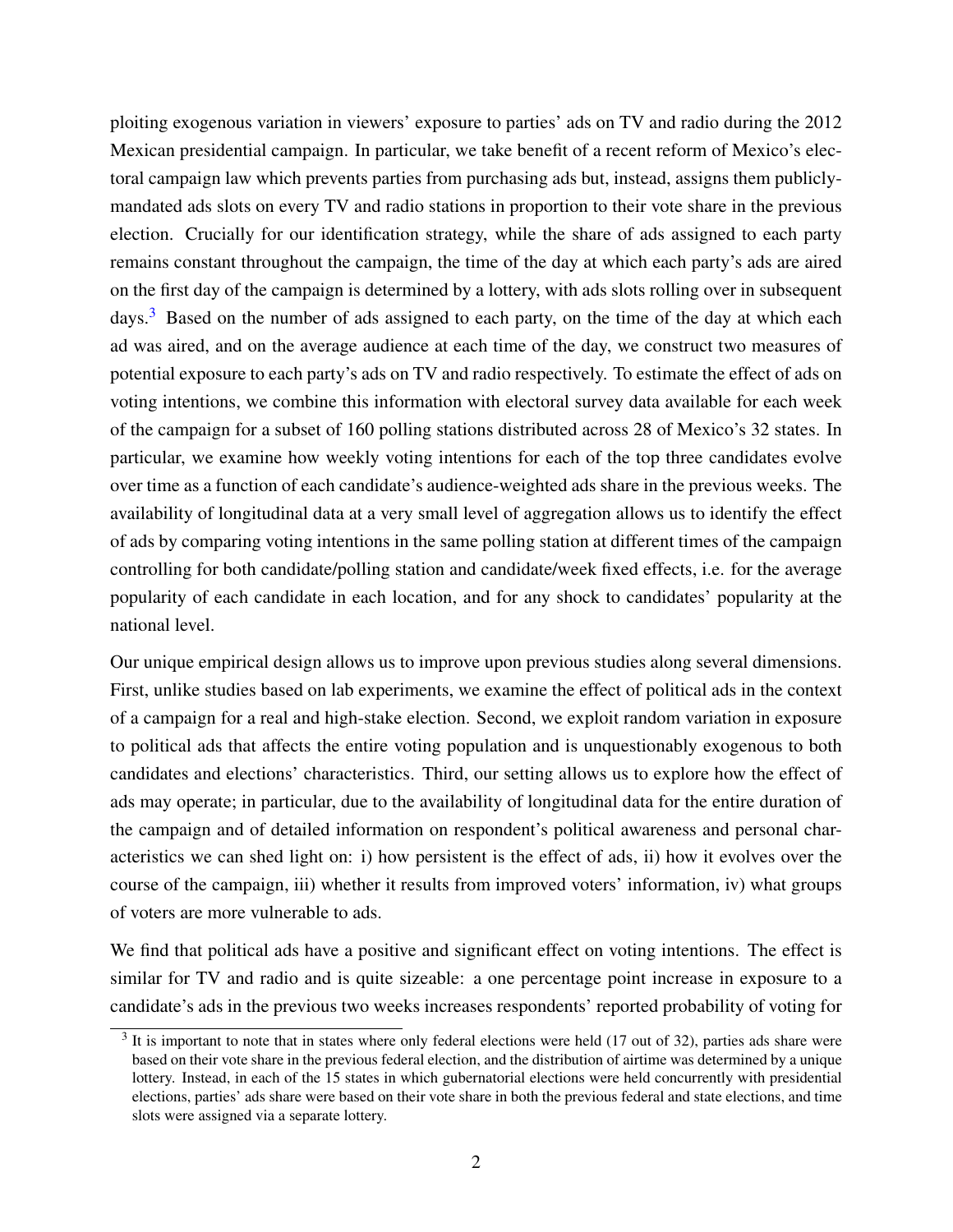ploiting exogenous variation in viewers' exposure to parties' ads on TV and radio during the 2012 Mexican presidential campaign. In particular, we take benefit of a recent reform of Mexico's electoral campaign law which prevents parties from purchasing ads but, instead, assigns them publicly-mandated ads slots on every TV and radio stations in proportion to their vote share in the previous election. Crucially for our identification strategy, while the share of ads assigned to each party remains constant throughout the campaign, the time of the day at which each party's ads are aired on the first day of the campaign is determined by a lottery, with ads slots rolling over in subsequent days.[3] Based on the number of ads assigned to each party, on the time of the day at which each ad was aired, and on the average audience at each time of the day, we construct two measures of potential exposure to each party's ads on TV and radio respectively. To estimate the effect of ads on voting intentions, we combine this information with electoral survey data available for each week of the campaign for a subset of 160 polling stations distributed across 28 of Mexico's 32 states. In particular, we examine how weekly voting intentions for each of the top three candidates evolve over time as a function of each candidate's audience-weighted ads share in the previous weeks. The availability of longitudinal data at a very small level of aggregation allows us to identify the effect of ads by comparing voting intentions in the same polling station at different times of the campaign controlling for both candidate/polling station and candidate/week fixed effects, i.e. for the average popularity of each candidate in each location, and for any shock to candidates' popularity at the national level.

Our unique empirical design allows us to improve upon previous studies along several dimensions. First, unlike studies based on lab experiments, we examine the effect of political ads in the context of a campaign for a real and high-stake election. Second, we exploit random variation in exposure to political ads that affects the entire voting population and is unquestionably exogenous to both candidates and elections' characteristics. Third, our setting allows us to explore how the effect of ads may operate; in particular, due to the availability of longitudinal data for the entire duration of the campaign and of detailed information on respondent's political awareness and personal characteristics we can shed light on: i) how persistent is the effect of ads, ii) how it evolves over the course of the campaign, iii) whether it results from improved voters' information, iv) what groups of voters are more vulnerable to ads.

We find that political ads have a positive and significant effect on voting intentions. The effect is similar for TV and radio and is quite sizeable: a one percentage point increase in exposure to a candidate's ads in the previous two weeks increases respondents' reported probability of voting for

[3] It is important to note that in states where only federal elections were held (17 out of 32), parties ads share were based on their vote share in the previous federal election, and the distribution of airtime was determined by a unique lottery. Instead, in each of the 15 states in which gubernatorial elections were held concurrently with presidential elections, parties' ads share were based on their vote share in both the previous federal and state elections, and time slots were assigned via a separate lottery.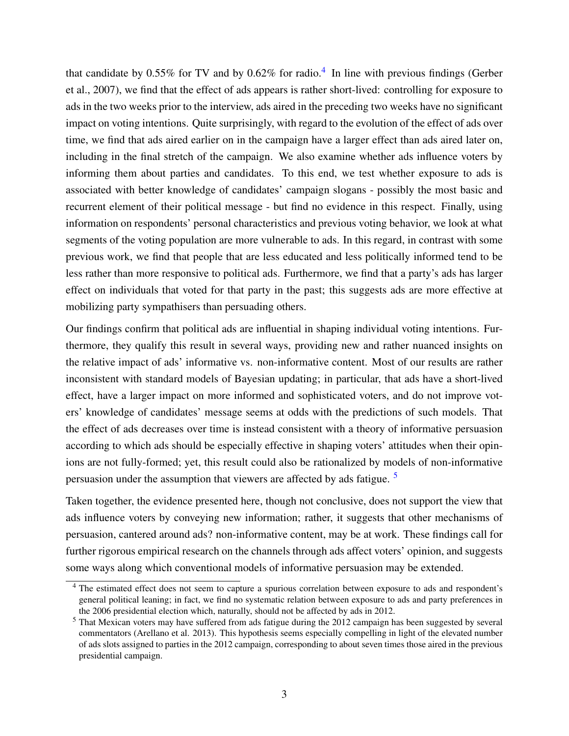that candidate by 0.55% for TV and by 0.62% for radio.[4] In line with previous findings (Gerber et al., 2007), we find that the effect of ads appears is rather short-lived: controlling for exposure to ads in the two weeks prior to the interview, ads aired in the preceding two weeks have no significant impact on voting intentions. Quite surprisingly, with regard to the evolution of the effect of ads over time, we find that ads aired earlier on in the campaign have a larger effect than ads aired later on, including in the final stretch of the campaign. We also examine whether ads influence voters by informing them about parties and candidates. To this end, we test whether exposure to ads is associated with better knowledge of candidates' campaign slogans - possibly the most basic and recurrent element of their political message - but find no evidence in this respect. Finally, using information on respondents' personal characteristics and previous voting behavior, we look at what segments of the voting population are more vulnerable to ads. In this regard, in contrast with some previous work, we find that people that are less educated and less politically informed tend to be less rather than more responsive to political ads. Furthermore, we find that a party's ads has larger effect on individuals that voted for that party in the past; this suggests ads are more effective at mobilizing party sympathisers than persuading others.

Our findings confirm that political ads are influential in shaping individual voting intentions. Furthermore, they qualify this result in several ways, providing new and rather nuanced insights on the relative impact of ads' informative vs. non-informative content. Most of our results are rather inconsistent with standard models of Bayesian updating; in particular, that ads have a short-lived effect, have a larger impact on more informed and sophisticated voters, and do not improve voters' knowledge of candidates' message seems at odds with the predictions of such models. That the effect of ads decreases over time is instead consistent with a theory of informative persuasion according to which ads should be especially effective in shaping voters' attitudes when their opinions are not fully-formed; yet, this result could also be rationalized by models of non-informative persuasion under the assumption that viewers are affected by ads fatigue. [5]

Taken together, the evidence presented here, though not conclusive, does not support the view that ads influence voters by conveying new information; rather, it suggests that other mechanisms of persuasion, cantered around ads? non-informative content, may be at work. These findings call for further rigorous empirical research on the channels through ads affect voters' opinion, and suggests some ways along which conventional models of informative persuasion may be extended.

[4] The estimated effect does not seem to capture a spurious correlation between exposure to ads and respondent's general political leaning; in fact, we find no systematic relation between exposure to ads and party preferences in the 2006 presidential election which, naturally, should not be affected by ads in 2012.

[5] That Mexican voters may have suffered from ads fatigue during the 2012 campaign has been suggested by several commentators (Arellano et al. 2013). This hypothesis seems especially compelling in light of the elevated number of ads slots assigned to parties in the 2012 campaign, corresponding to about seven times those aired in the previous presidential campaign.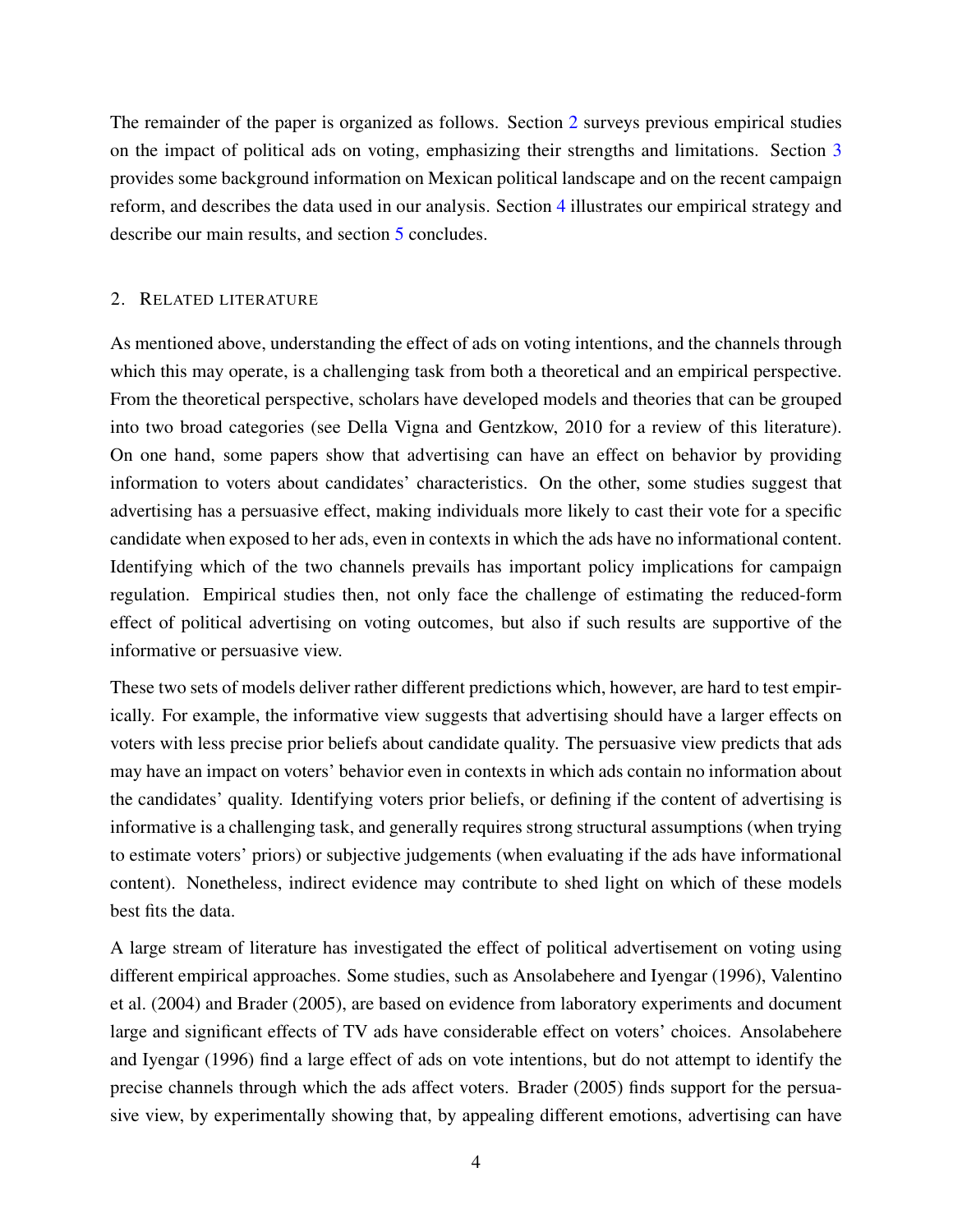The remainder of the paper is organized as follows. Section 2 surveys previous empirical studies on the impact of political ads on voting, emphasizing their strengths and limitations. Section 3 provides some background information on Mexican political landscape and on the recent campaign reform, and describes the data used in our analysis. Section 4 illustrates our empirical strategy and describe our main results, and section 5 concludes.

## 2. Related literature

As mentioned above, understanding the effect of ads on voting intentions, and the channels through which this may operate, is a challenging task from both a theoretical and an empirical perspective. From the theoretical perspective, scholars have developed models and theories that can be grouped into two broad categories (see Della Vigna and Gentzkow, 2010 for a review of this literature). On one hand, some papers show that advertising can have an effect on behavior by providing information to voters about candidates' characteristics. On the other, some studies suggest that advertising has a persuasive effect, making individuals more likely to cast their vote for a specific candidate when exposed to her ads, even in contexts in which the ads have no informational content. Identifying which of the two channels prevails has important policy implications for campaign regulation. Empirical studies then, not only face the challenge of estimating the reduced-form effect of political advertising on voting outcomes, but also if such results are supportive of the informative or persuasive view.

These two sets of models deliver rather different predictions which, however, are hard to test empirically. For example, the informative view suggests that advertising should have a larger effects on voters with less precise prior beliefs about candidate quality. The persuasive view predicts that ads may have an impact on voters' behavior even in contexts in which ads contain no information about the candidates' quality. Identifying voters prior beliefs, or defining if the content of advertising is informative is a challenging task, and generally requires strong structural assumptions (when trying to estimate voters' priors) or subjective judgements (when evaluating if the ads have informational content). Nonetheless, indirect evidence may contribute to shed light on which of these models best fits the data.

A large stream of literature has investigated the effect of political advertisement on voting using different empirical approaches. Some studies, such as Ansolabehere and Iyengar (1996), Valentino et al. (2004) and Brader (2005), are based on evidence from laboratory experiments and document large and significant effects of TV ads have considerable effect on voters' choices. Ansolabehere and Iyengar (1996) find a large effect of ads on vote intentions, but do not attempt to identify the precise channels through which the ads affect voters. Brader (2005) finds support for the persuasive view, by experimentally showing that, by appealing different emotions, advertising can have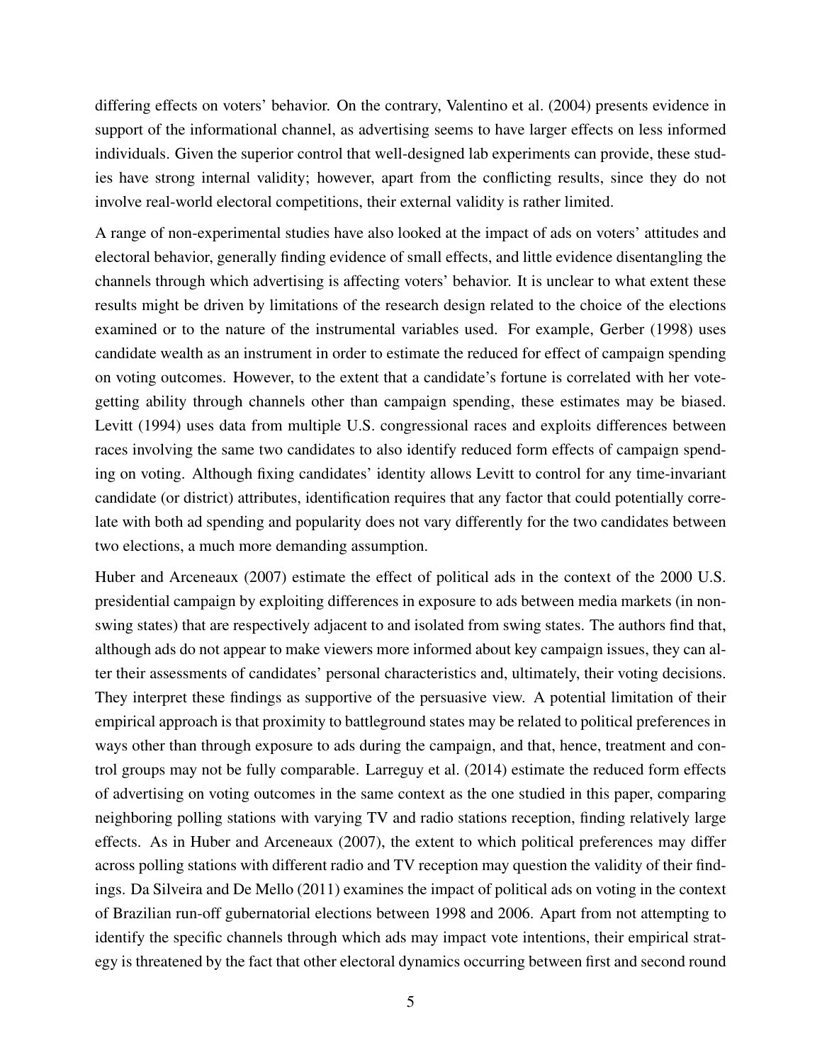differing effects on voters' behavior. On the contrary, Valentino et al. (2004) presents evidence in support of the informational channel, as advertising seems to have larger effects on less informed individuals. Given the superior control that well-designed lab experiments can provide, these studies have strong internal validity; however, apart from the conflicting results, since they do not involve real-world electoral competitions, their external validity is rather limited.

A range of non-experimental studies have also looked at the impact of ads on voters' attitudes and electoral behavior, generally finding evidence of small effects, and little evidence disentangling the channels through which advertising is affecting voters' behavior. It is unclear to what extent these results might be driven by limitations of the research design related to the choice of the elections examined or to the nature of the instrumental variables used. For example, Gerber (1998) uses candidate wealth as an instrument in order to estimate the reduced for effect of campaign spending on voting outcomes. However, to the extent that a candidate's fortune is correlated with her vote-getting ability through channels other than campaign spending, these estimates may be biased. Levitt (1994) uses data from multiple U.S. congressional races and exploits differences between races involving the same two candidates to also identify reduced form effects of campaign spending on voting. Although fixing candidates' identity allows Levitt to control for any time-invariant candidate (or district) attributes, identification requires that any factor that could potentially correlate with both ad spending and popularity does not vary differently for the two candidates between two elections, a much more demanding assumption.

Huber and Arceneaux (2007) estimate the effect of political ads in the context of the 2000 U.S. presidential campaign by exploiting differences in exposure to ads between media markets (in non-swing states) that are respectively adjacent to and isolated from swing states. The authors find that, although ads do not appear to make viewers more informed about key campaign issues, they can alter their assessments of candidates' personal characteristics and, ultimately, their voting decisions. They interpret these findings as supportive of the persuasive view. A potential limitation of their empirical approach is that proximity to battleground states may be related to political preferences in ways other than through exposure to ads during the campaign, and that, hence, treatment and control groups may not be fully comparable. Larreguy et al. (2014) estimate the reduced form effects of advertising on voting outcomes in the same context as the one studied in this paper, comparing neighboring polling stations with varying TV and radio stations reception, finding relatively large effects. As in Huber and Arceneaux (2007), the extent to which political preferences may differ across polling stations with different radio and TV reception may question the validity of their findings. Da Silveira and De Mello (2011) examines the impact of political ads on voting in the context of Brazilian run-off gubernatorial elections between 1998 and 2006. Apart from not attempting to identify the specific channels through which ads may impact vote intentions, their empirical strategy is threatened by the fact that other electoral dynamics occurring between first and second round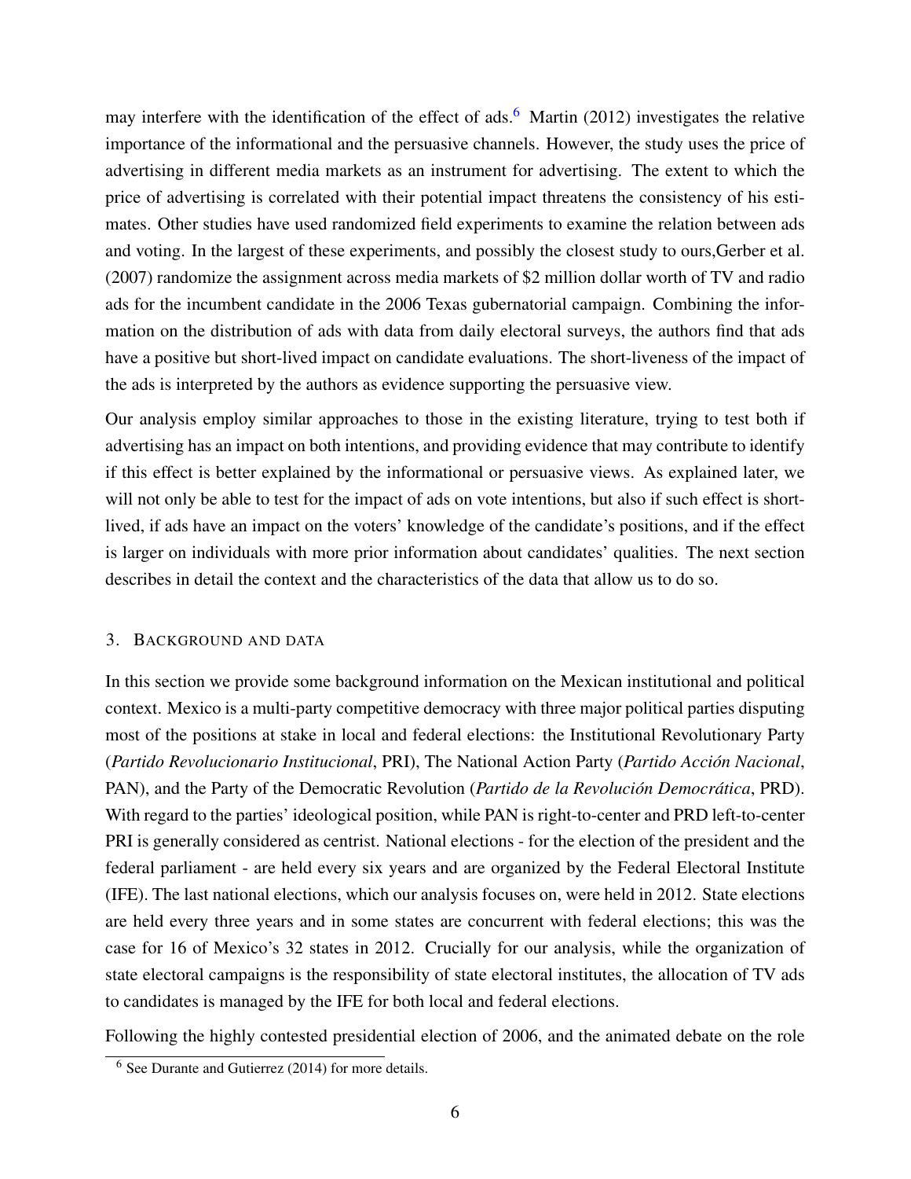may interfere with the identification of the effect of ads.[6] Martin (2012) investigates the relative importance of the informational and the persuasive channels. However, the study uses the price of advertising in different media markets as an instrument for advertising. The extent to which the price of advertising is correlated with their potential impact threatens the consistency of his estimates. Other studies have used randomized field experiments to examine the relation between ads and voting. In the largest of these experiments, and possibly the closest study to ours,Gerber et al. (2007) randomize the assignment across media markets of $2 million dollar worth of TV and radio ads for the incumbent candidate in the 2006 Texas gubernatorial campaign. Combining the information on the distribution of ads with data from daily electoral surveys, the authors find that ads have a positive but short-lived impact on candidate evaluations. The short-liveness of the impact of the ads is interpreted by the authors as evidence supporting the persuasive view.

Our analysis employ similar approaches to those in the existing literature, trying to test both if advertising has an impact on both intentions, and providing evidence that may contribute to identify if this effect is better explained by the informational or persuasive views. As explained later, we will not only be able to test for the impact of ads on vote intentions, but also if such effect is short-lived, if ads have an impact on the voters' knowledge of the candidate's positions, and if the effect is larger on individuals with more prior information about candidates' qualities. The next section describes in detail the context and the characteristics of the data that allow us to do so.

## 3. Background and data

In this section we provide some background information on the Mexican institutional and political context. Mexico is a multi-party competitive democracy with three major political parties disputing most of the positions at stake in local and federal elections: the Institutional Revolutionary Party (*Partido Revolucionario Institucional*, PRI), The National Action Party (*Partido Acción Nacional*, PAN), and the Party of the Democratic Revolution (*Partido de la Revolución Democrática*, PRD). With regard to the parties' ideological position, while PAN is right-to-center and PRD left-to-center PRI is generally considered as centrist. National elections - for the election of the president and the federal parliament - are held every six years and are organized by the Federal Electoral Institute (IFE). The last national elections, which our analysis focuses on, were held in 2012. State elections are held every three years and in some states are concurrent with federal elections; this was the case for 16 of Mexico's 32 states in 2012. Crucially for our analysis, while the organization of state electoral campaigns is the responsibility of state electoral institutes, the allocation of TV ads to candidates is managed by the IFE for both local and federal elections.

Following the highly contested presidential election of 2006, and the animated debate on the role

[6] See Durante and Gutierrez (2014) for more details.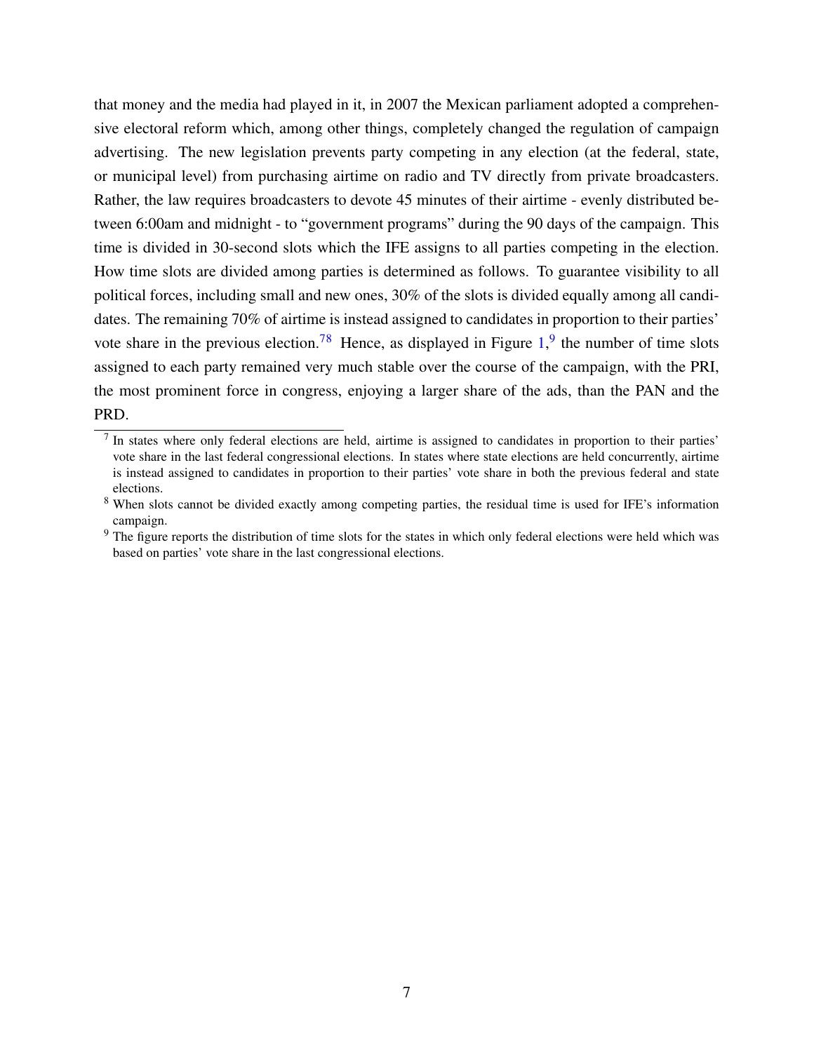that money and the media had played in it, in 2007 the Mexican parliament adopted a comprehensive electoral reform which, among other things, completely changed the regulation of campaign advertising. The new legislation prevents party competing in any election (at the federal, state, or municipal level) from purchasing airtime on radio and TV directly from private broadcasters. Rather, the law requires broadcasters to devote 45 minutes of their airtime - evenly distributed between 6:00am and midnight - to "government programs" during the 90 days of the campaign. This time is divided in 30-second slots which the IFE assigns to all parties competing in the election. How time slots are divided among parties is determined as follows. To guarantee visibility to all political forces, including small and new ones, 30% of the slots is divided equally among all candidates. The remaining 70% of airtime is instead assigned to candidates in proportion to their parties' vote share in the previous election.[7][8] Hence, as displayed in Figure 1,[9] the number of time slots assigned to each party remained very much stable over the course of the campaign, with the PRI, the most prominent force in congress, enjoying a larger share of the ads, than the PAN and the PRD.

[7] In states where only federal elections are held, airtime is assigned to candidates in proportion to their parties' vote share in the last federal congressional elections. In states where state elections are held concurrently, airtime is instead assigned to candidates in proportion to their parties' vote share in both the previous federal and state elections.

[8] When slots cannot be divided exactly among competing parties, the residual time is used for IFE's information campaign.

[9] The figure reports the distribution of time slots for the states in which only federal elections were held which was based on parties' vote share in the last congressional elections.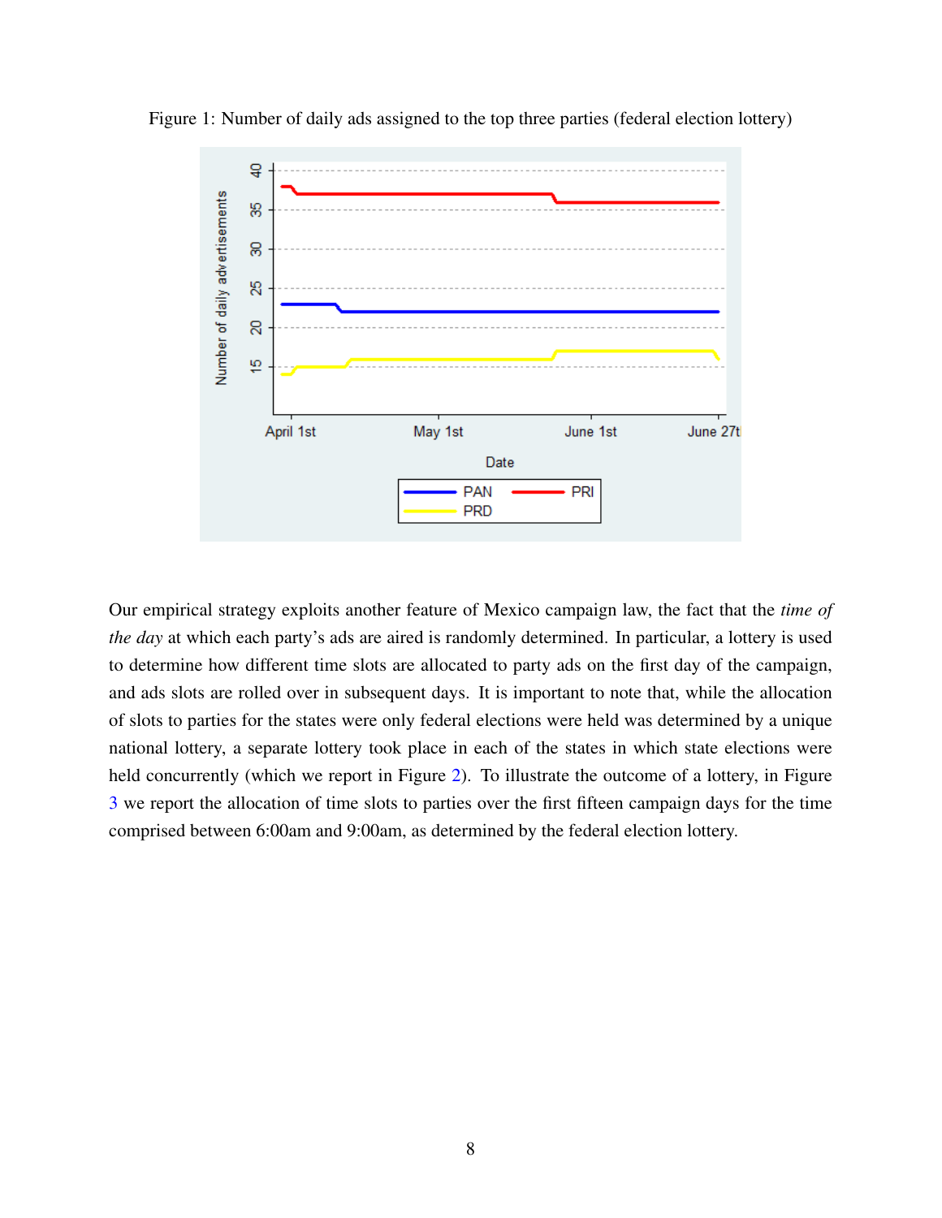Figure 1: Number of daily ads assigned to the top three parties (federal election lottery)

Our empirical strategy exploits another feature of Mexico campaign law, the fact that the *time of the day* at which each party's ads are aired is randomly determined. In particular, a lottery is used to determine how different time slots are allocated to party ads on the first day of the campaign, and ads slots are rolled over in subsequent days. It is important to note that, while the allocation of slots to parties for the states were only federal elections were held was determined by a unique national lottery, a separate lottery took place in each of the states in which state elections were held concurrently (which we report in Figure 2). To illustrate the outcome of a lottery, in Figure 3 we report the allocation of time slots to parties over the first fifteen campaign days for the time comprised between 6:00am and 9:00am, as determined by the federal election lottery.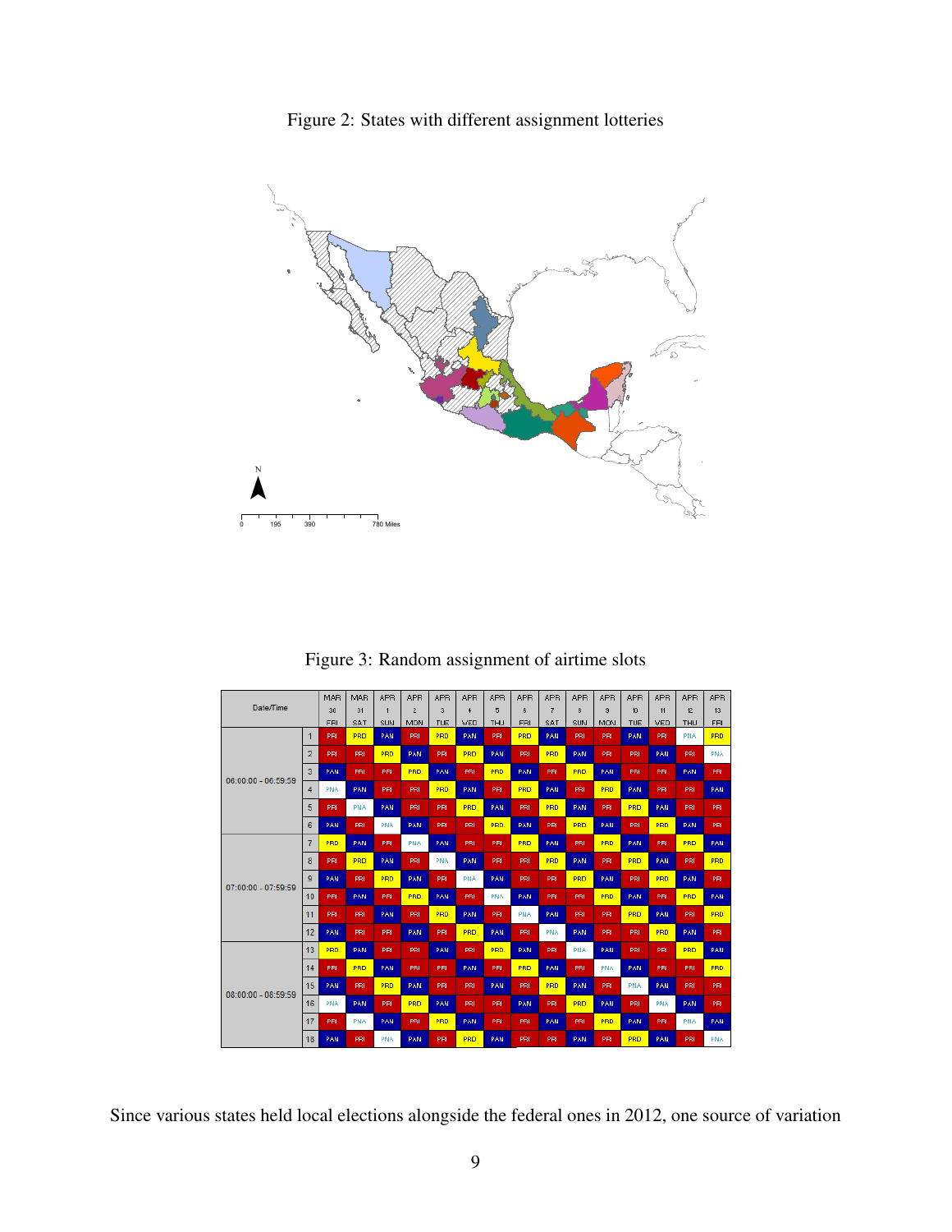Figure 2: States with different assignment lotteries

Figure 3: Random assignment of airtime slots

| Date/Time | | MAR 30 FRI | MAR 31 SAT | APR 1 SUN | APR 2 MON | APR 3 TUE | APR 4 WED | APR 5 THU | APR 6 FRI | APR 7 SAT | APR 8 SUN | APR 9 MON | APR 10 TUE | APR 11 WED | APR 12 THU | APR 13 FRI |
|---|---|---|---|---|---|---|---|---|---|---|---|---|---|---|---|---|
| 06:00:00 - 06:59:59 | 1 | PRI | PRD | PAN | PRI | PRD | PAN | PRI | PRD | PAN | PRI | PRI | PAN | PRI | PNA | PRD |
| | 2 | PRI | PRI | PRD | PAN | PRI | PRD | PAN | PRI | PRD | PAN | PRI | PRI | PAN | PRI | PNA |
| | 3 | PAN | PRI | PRI | PRD | PAN | PRI | PRD | PAN | PRI | PRD | PAN | PRI | PRI | PAN | PRI |
| | 4 | PNA | PAN | PRI | PRI | PRD | PAN | PRI | PRD | PAN | PRI | PRD | PAN | PRI | PRI | PAN |
| | 5 | PRI | PNA | PAN | PRI | PRI | PRD | PAN | PRI | PRD | PAN | PRI | PRD | PAN | PRI | PRI |
| | 6 | PAN | PRI | PNA | PAN | PRI | PRI | PRD | PAN | PRI | PRD | PAN | PRI | PRD | PAN | PRI |
| 07:00:00 - 07:59:59 | 7 | PRD | PAN | PRI | PNA | PAN | PRI | PRI | PRD | PAN | PRI | PRD | PAN | PRI | PRD | PAN |
| | 8 | PRI | PRD | PAN | PRI | PNA | PAN | PRI | PRI | PRD | PAN | PRI | PRD | PAN | PRI | PRD |
| | 9 | PAN | PRI | PRD | PAN | PRI | PNA | PAN | PRI | PRI | PRD | PAN | PRI | PRD | PAN | PRI |
| | 10 | PRI | PAN | PRI | PRD | PAN | PRI | PNA | PAN | PRI | PRI | PRD | PAN | PRI | PRD | PAN |
| | 11 | PRI | PRI | PAN | PRI | PRD | PAN | PRI | PNA | PAN | PRI | PRI | PRD | PAN | PRI | PRD |
| | 12 | PAN | PRI | PRI | PAN | PRI | PRD | PAN | PRI | PNA | PAN | PRI | PRI | PRD | PAN | PRI |
| 08:00:00 - 08:59:59 | 13 | PRD | PAN | PRI | PRI | PAN | PRI | PRD | PAN | PRI | PNA | PAN | PRI | PRI | PRD | PAN |
| | 14 | PRI | PRD | PAN | PRI | PRI | PAN | PRI | PRD | PAN | PRI | PNA | PAN | PRI | PRI | PRD |
| | 15 | PAN | PRI | PRD | PAN | PRI | PRI | PAN | PRI | PRD | PAN | PRI | PNA | PAN | PRI | PRI |
| | 16 | PNA | PAN | PRI | PRD | PAN | PRI | PRI | PAN | PRI | PRD | PAN | PRI | PNA | PAN | PRI |
| | 17 | PRI | PNA | PAN | PRI | PRD | PAN | PRI | PRI | PAN | PRI | PRD | PAN | PRI | PNA | PAN |
| | 18 | PAN | PRI | PNA | PAN | PRI | PRD | PAN | PRI | PRI | PAN | PRI | PRD | PAN | PRI | PNA |

Since various states held local elections alongside the federal ones in 2012, one source of variation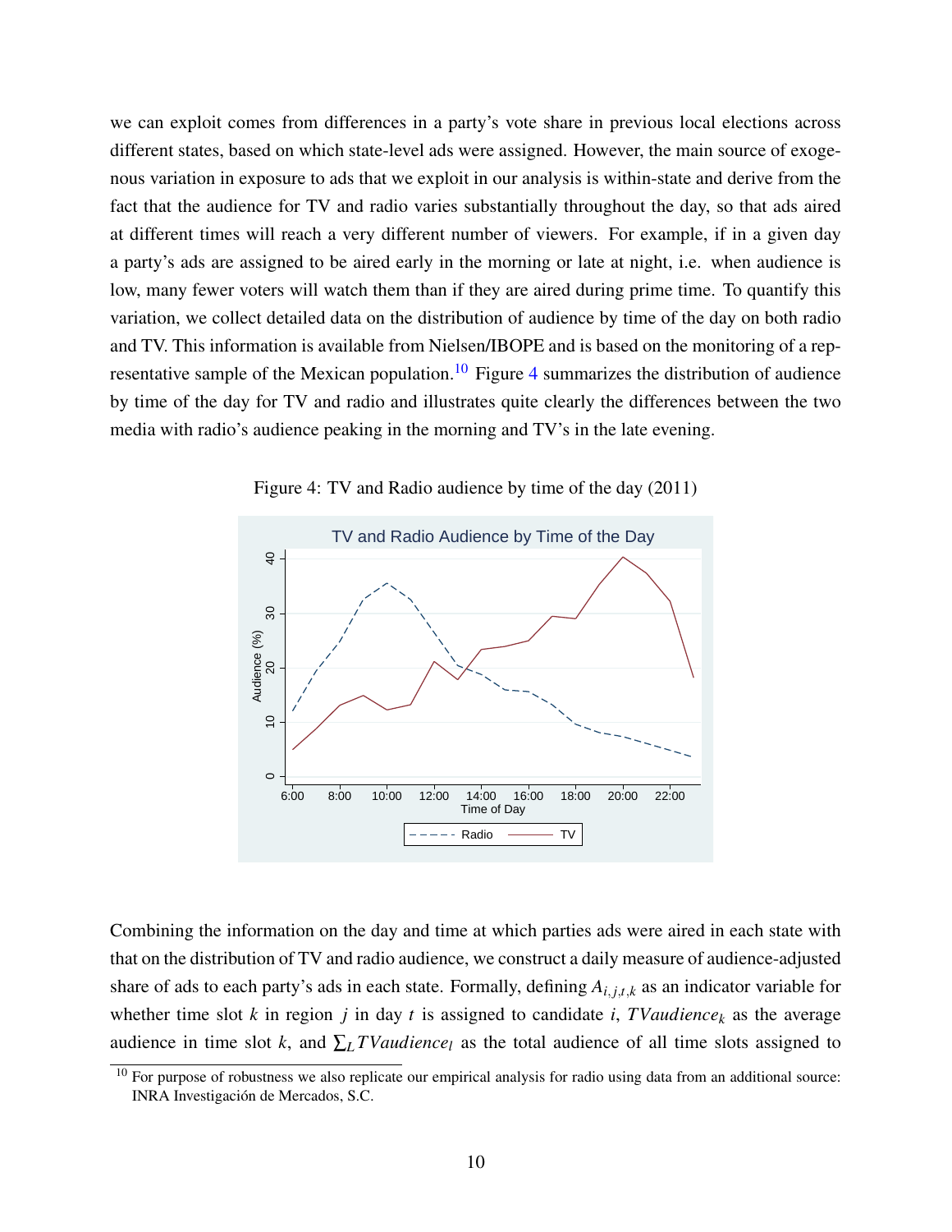we can exploit comes from differences in a party's vote share in previous local elections across different states, based on which state-level ads were assigned. However, the main source of exogenous variation in exposure to ads that we exploit in our analysis is within-state and derive from the fact that the audience for TV and radio varies substantially throughout the day, so that ads aired at different times will reach a very different number of viewers. For example, if in a given day a party's ads are assigned to be aired early in the morning or late at night, i.e. when audience is low, many fewer voters will watch them than if they are aired during prime time. To quantify this variation, we collect detailed data on the distribution of audience by time of the day on both radio and TV. This information is available from Nielsen/IBOPE and is based on the monitoring of a representative sample of the Mexican population.[10] Figure 4 summarizes the distribution of audience by time of the day for TV and radio and illustrates quite clearly the differences between the two media with radio's audience peaking in the morning and TV's in the late evening.

Figure 4: TV and Radio audience by time of the day (2011)

Combining the information on the day and time at which parties ads were aired in each state with that on the distribution of TV and radio audience, we construct a daily measure of audience-adjusted share of ads to each party's ads in each state. Formally, defining $A_{i,j,t,k}$ as an indicator variable for whether time slot $k$ in region $j$ in day $t$ is assigned to candidate $i$, $TVaudience_k$ as the average audience in time slot $k$, and $\sum_L TVaudience_l$ as the total audience of all time slots assigned to

[10] For purpose of robustness we also replicate our empirical analysis for radio using data from an additional source: INRA Investigación de Mercados, S.C.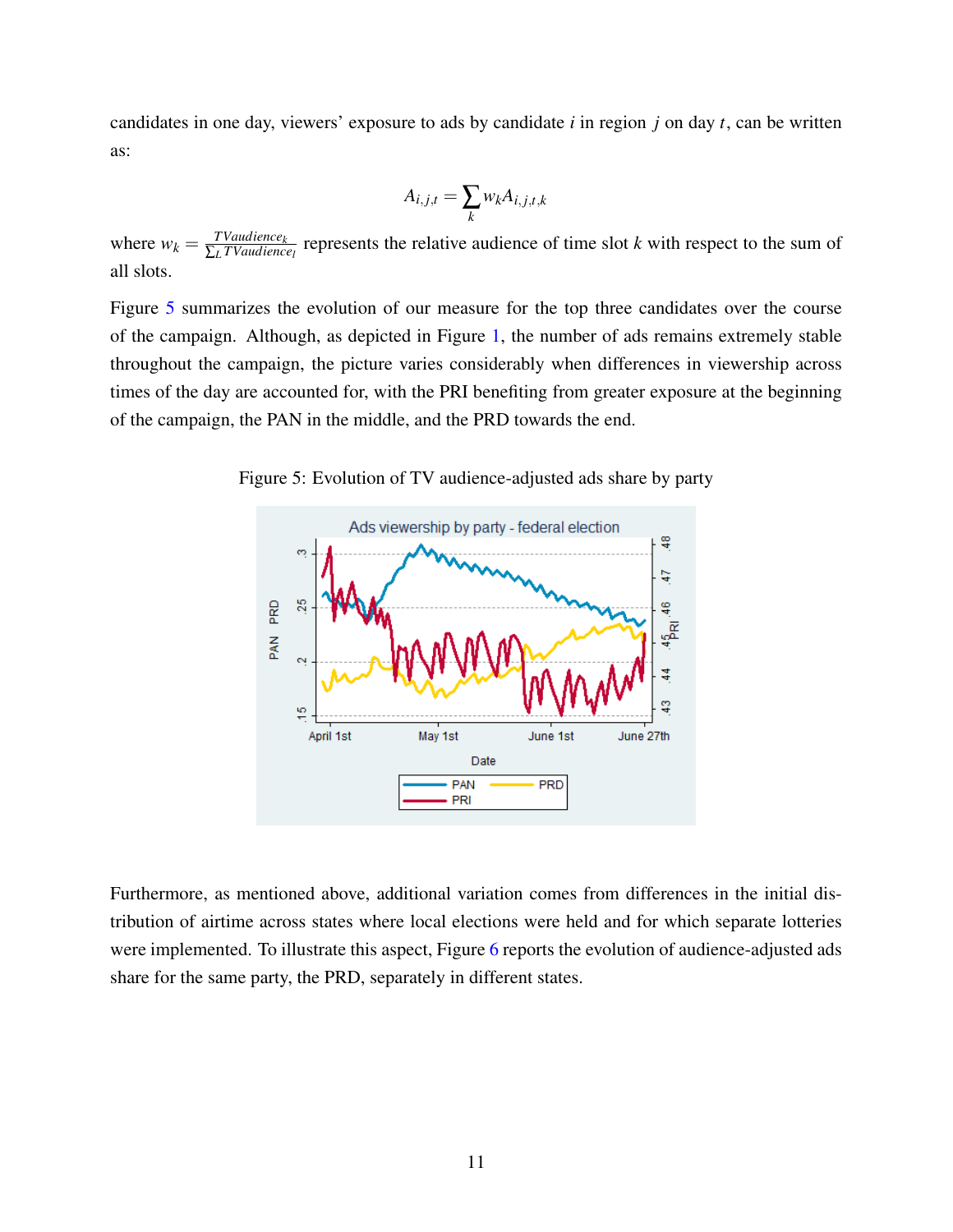candidates in one day, viewers' exposure to ads by candidate $i$ in region $j$ on day $t$, can be written as:

$$A_{i,j,t} = \sum_k w_k A_{i,j,t,k}$$

where $w_k = \frac{TVaudience_k}{\sum_L TVaudience_l}$ represents the relative audience of time slot $k$ with respect to the sum of all slots.

Figure 5 summarizes the evolution of our measure for the top three candidates over the course of the campaign. Although, as depicted in Figure 1, the number of ads remains extremely stable throughout the campaign, the picture varies considerably when differences in viewership across times of the day are accounted for, with the PRI benefiting from greater exposure at the beginning of the campaign, the PAN in the middle, and the PRD towards the end.

Figure 5: Evolution of TV audience-adjusted ads share by party

Furthermore, as mentioned above, additional variation comes from differences in the initial distribution of airtime across states where local elections were held and for which separate lotteries were implemented. To illustrate this aspect, Figure 6 reports the evolution of audience-adjusted ads share for the same party, the PRD, separately in different states.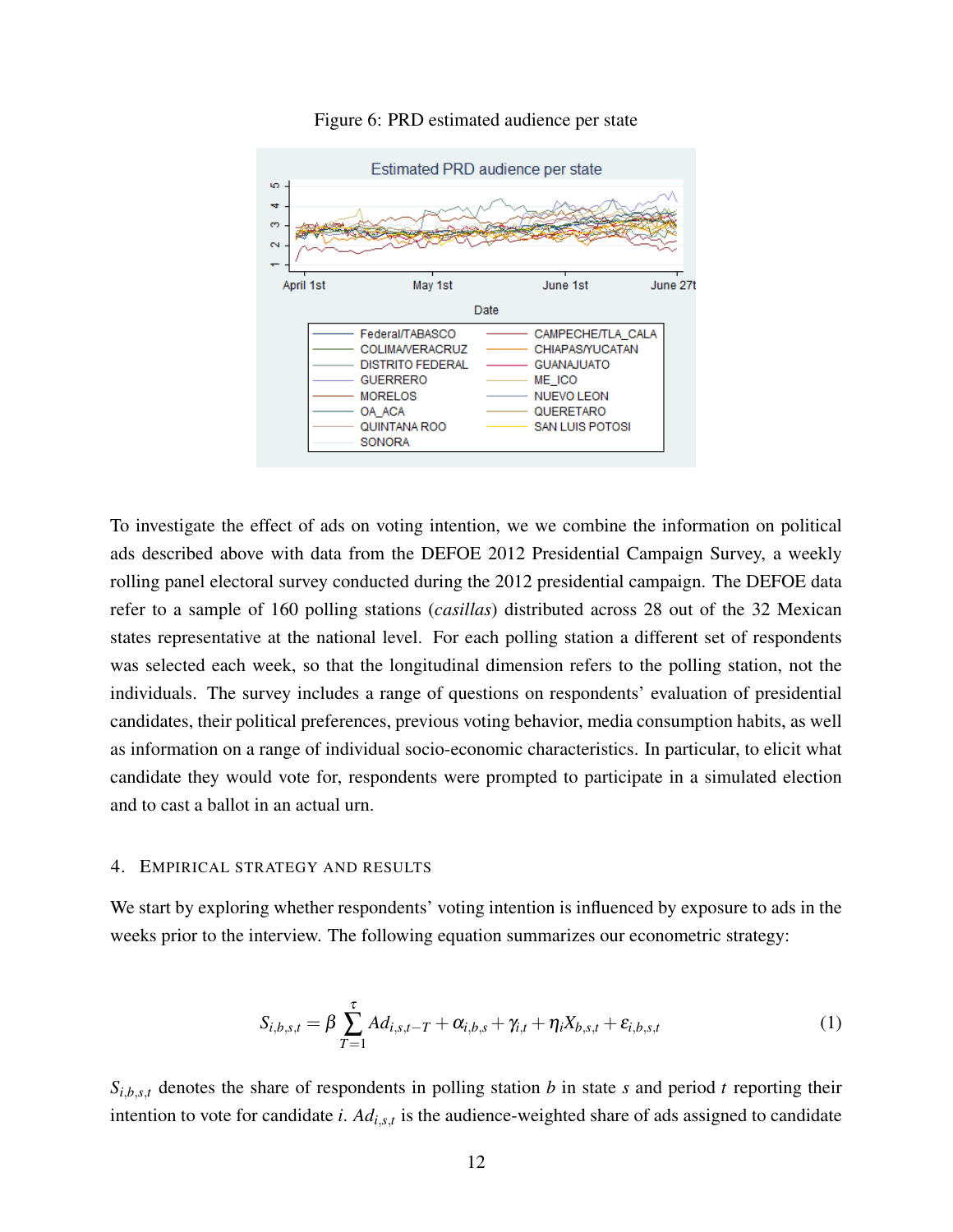Figure 6: PRD estimated audience per state

To investigate the effect of ads on voting intention, we we combine the information on political ads described above with data from the DEFOE 2012 Presidential Campaign Survey, a weekly rolling panel electoral survey conducted during the 2012 presidential campaign. The DEFOE data refer to a sample of 160 polling stations (*casillas*) distributed across 28 out of the 32 Mexican states representative at the national level. For each polling station a different set of respondents was selected each week, so that the longitudinal dimension refers to the polling station, not the individuals. The survey includes a range of questions on respondents' evaluation of presidential candidates, their political preferences, previous voting behavior, media consumption habits, as well as information on a range of individual socio-economic characteristics. In particular, to elicit what candidate they would vote for, respondents were prompted to participate in a simulated election and to cast a ballot in an actual urn.

## 4. Empirical strategy and results

We start by exploring whether respondents' voting intention is influenced by exposure to ads in the weeks prior to the interview. The following equation summarizes our econometric strategy:

$$S_{i,b,s,t} = \beta \sum_{T=1}^{\tau} Ad_{i,s,t-T} + \alpha_{i,b,s} + \gamma_{i,t} + \eta_i X_{b,s,t} + \varepsilon_{i,b,s,t} \tag{1}$$

$S_{i,b,s,t}$ denotes the share of respondents in polling station $b$ in state $s$ and period $t$ reporting their intention to vote for candidate $i$. $Ad_{i,s,t}$ is the audience-weighted share of ads assigned to candidate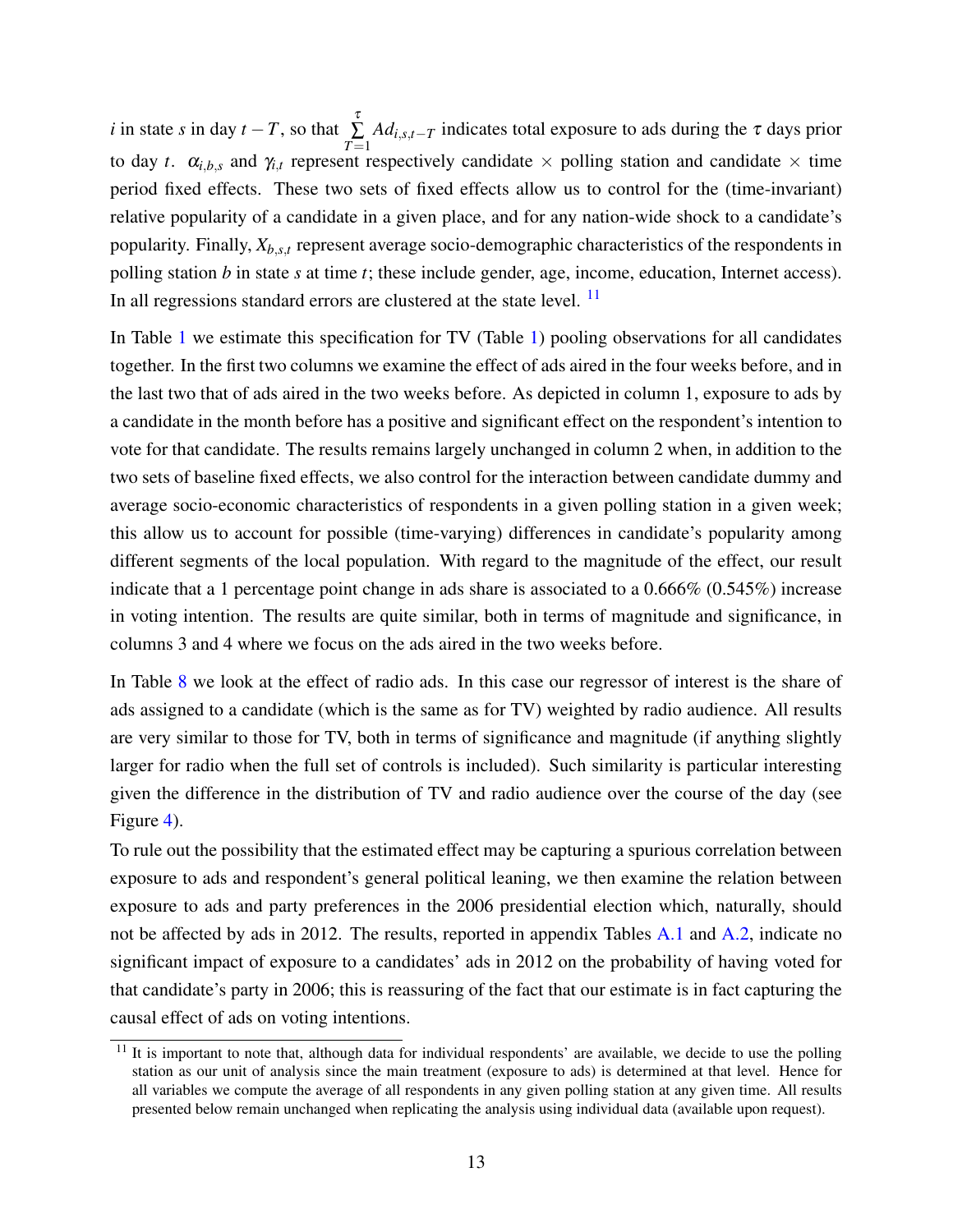$i$ in state $s$ in day $t-T$, so that $\sum_{T=1}^{\tau} Ad_{i,s,t-T}$ indicates total exposure to ads during the $\tau$ days prior to day $t$. $\alpha_{i,b,s}$ and $\gamma_{i,t}$ represent respectively candidate × polling station and candidate × time period fixed effects. These two sets of fixed effects allow us to control for the (time-invariant) relative popularity of a candidate in a given place, and for any nation-wide shock to a candidate's popularity. Finally, $X_{b,s,t}$ represent average socio-demographic characteristics of the respondents in polling station $b$ in state $s$ at time $t$; these include gender, age, income, education, Internet access). In all regressions standard errors are clustered at the state level. [11]

In Table 1 we estimate this specification for TV (Table 1) pooling observations for all candidates together. In the first two columns we examine the effect of ads aired in the four weeks before, and in the last two that of ads aired in the two weeks before. As depicted in column 1, exposure to ads by a candidate in the month before has a positive and significant effect on the respondent's intention to vote for that candidate. The results remains largely unchanged in column 2 when, in addition to the two sets of baseline fixed effects, we also control for the interaction between candidate dummy and average socio-economic characteristics of respondents in a given polling station in a given week; this allow us to account for possible (time-varying) differences in candidate's popularity among different segments of the local population. With regard to the magnitude of the effect, our result indicate that a 1 percentage point change in ads share is associated to a 0.666% (0.545%) increase in voting intention. The results are quite similar, both in terms of magnitude and significance, in columns 3 and 4 where we focus on the ads aired in the two weeks before.

In Table 8 we look at the effect of radio ads. In this case our regressor of interest is the share of ads assigned to a candidate (which is the same as for TV) weighted by radio audience. All results are very similar to those for TV, both in terms of significance and magnitude (if anything slightly larger for radio when the full set of controls is included). Such similarity is particular interesting given the difference in the distribution of TV and radio audience over the course of the day (see Figure 4).

To rule out the possibility that the estimated effect may be capturing a spurious correlation between exposure to ads and respondent's general political leaning, we then examine the relation between exposure to ads and party preferences in the 2006 presidential election which, naturally, should not be affected by ads in 2012. The results, reported in appendix Tables A.1 and A.2, indicate no significant impact of exposure to a candidates' ads in 2012 on the probability of having voted for that candidate's party in 2006; this is reassuring of the fact that our estimate is in fact capturing the causal effect of ads on voting intentions.

[11] It is important to note that, although data for individual respondents' are available, we decide to use the polling station as our unit of analysis since the main treatment (exposure to ads) is determined at that level. Hence for all variables we compute the average of all respondents in any given polling station at any given time. All results presented below remain unchanged when replicating the analysis using individual data (available upon request).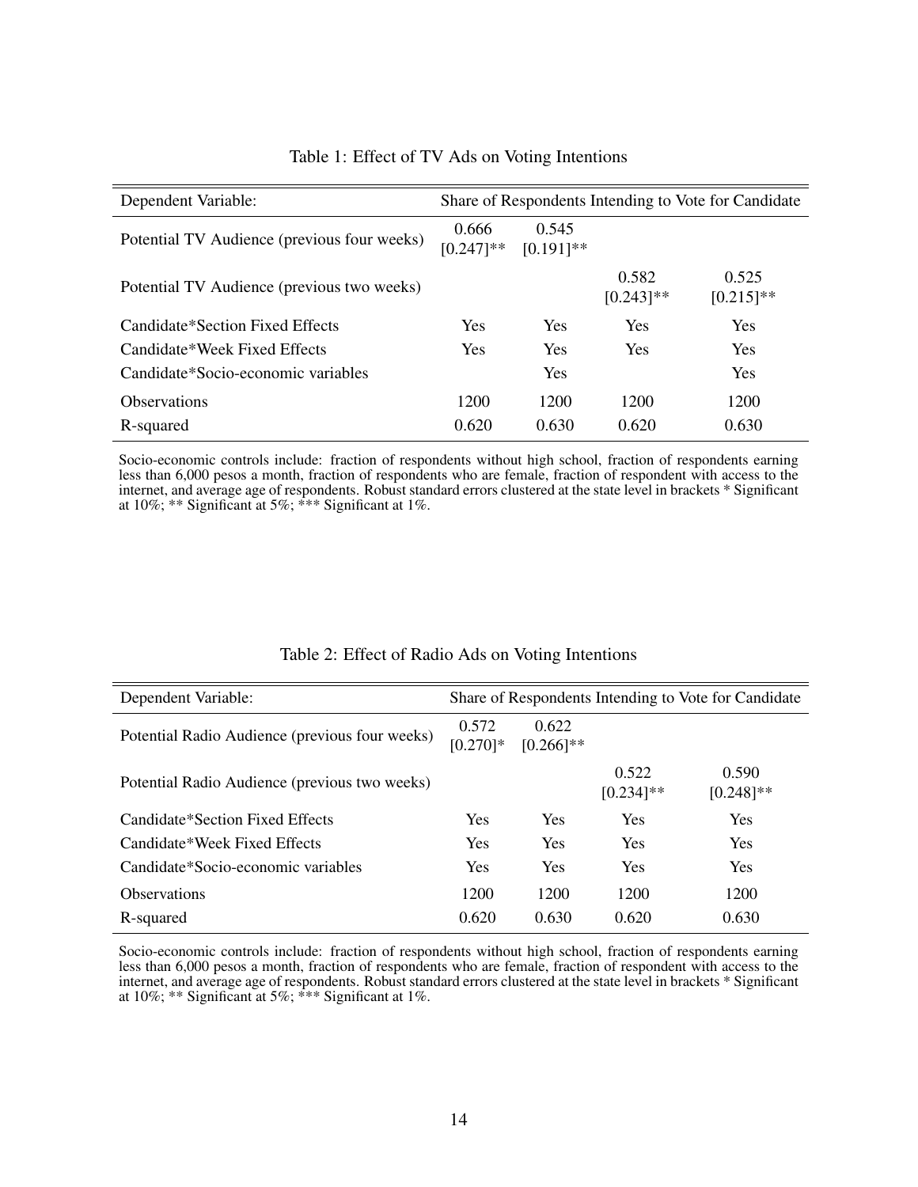Table 1: Effect of TV Ads on Voting Intentions

| Dependent Variable: | Share of Respondents Intending to Vote for Candidate | | | |
|---|---|---|---|---|
| Potential TV Audience (previous four weeks) | 0.666<br>[0.247]** | 0.545<br>[0.191]** | | |
| Potential TV Audience (previous two weeks) | | | 0.582<br>[0.243]** | 0.525<br>[0.215]** |
| Candidate*Section Fixed Effects | Yes | Yes | Yes | Yes |
| Candidate*Week Fixed Effects | Yes | Yes | Yes | Yes |
| Candidate*Socio-economic variables | | Yes | | Yes |
| Observations | 1200 | 1200 | 1200 | 1200 |
| R-squared | 0.620 | 0.630 | 0.620 | 0.630 |

Socio-economic controls include: fraction of respondents without high school, fraction of respondents earning less than 6,000 pesos a month, fraction of respondents who are female, fraction of respondent with access to the internet, and average age of respondents. Robust standard errors clustered at the state level in brackets * Significant at 10%; ** Significant at 5%; *** Significant at 1%.

Table 2: Effect of Radio Ads on Voting Intentions

| Dependent Variable: | Share of Respondents Intending to Vote for Candidate | | | |
|---|---|---|---|---|
| Potential Radio Audience (previous four weeks) | 0.572<br>[0.270]* | 0.622<br>[0.266]** | | |
| Potential Radio Audience (previous two weeks) | | | 0.522<br>[0.234]** | 0.590<br>[0.248]** |
| Candidate*Section Fixed Effects | Yes | Yes | Yes | Yes |
| Candidate*Week Fixed Effects | Yes | Yes | Yes | Yes |
| Candidate*Socio-economic variables | Yes | Yes | Yes | Yes |
| Observations | 1200 | 1200 | 1200 | 1200 |
| R-squared | 0.620 | 0.630 | 0.620 | 0.630 |

Socio-economic controls include: fraction of respondents without high school, fraction of respondents earning less than 6,000 pesos a month, fraction of respondents who are female, fraction of respondent with access to the internet, and average age of respondents. Robust standard errors clustered at the state level in brackets * Significant at 10%; ** Significant at 5%; *** Significant at 1%.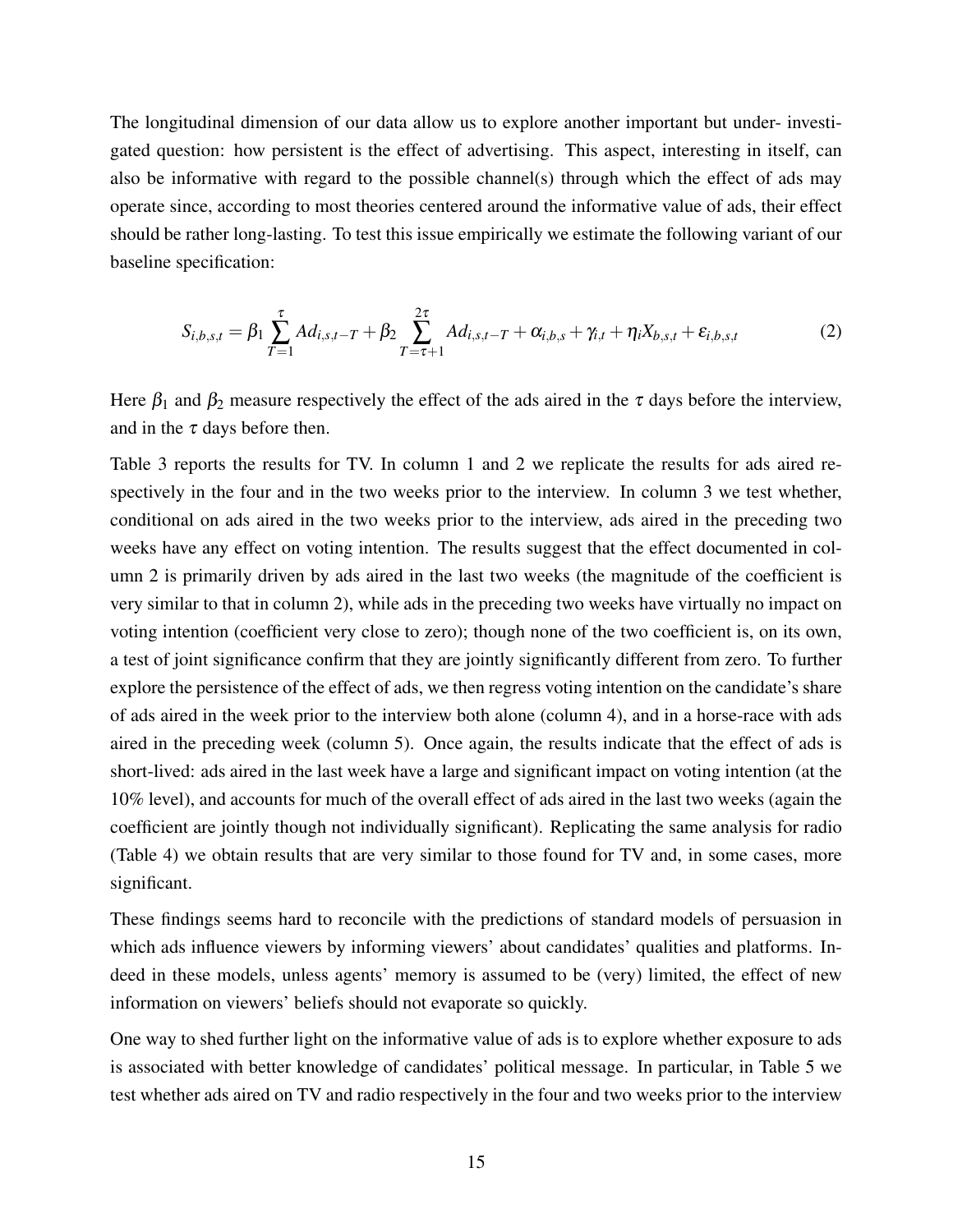The longitudinal dimension of our data allow us to explore another important but under- investigated question: how persistent is the effect of advertising. This aspect, interesting in itself, can also be informative with regard to the possible channel(s) through which the effect of ads may operate since, according to most theories centered around the informative value of ads, their effect should be rather long-lasting. To test this issue empirically we estimate the following variant of our baseline specification:

$$S_{i,b,s,t} = \beta_1 \sum_{T=1}^{\tau} Ad_{i,s,t-T} + \beta_2 \sum_{T=\tau+1}^{2\tau} Ad_{i,s,t-T} + \alpha_{i,b,s} + \gamma_{i,t} + \eta_i X_{b,s,t} + \varepsilon_{i,b,s,t} \tag{2}$$

Here $\beta_1$ and $\beta_2$ measure respectively the effect of the ads aired in the $\tau$ days before the interview, and in the $\tau$ days before then.

Table 3 reports the results for TV. In column 1 and 2 we replicate the results for ads aired respectively in the four and in the two weeks prior to the interview. In column 3 we test whether, conditional on ads aired in the two weeks prior to the interview, ads aired in the preceding two weeks have any effect on voting intention. The results suggest that the effect documented in column 2 is primarily driven by ads aired in the last two weeks (the magnitude of the coefficient is very similar to that in column 2), while ads in the preceding two weeks have virtually no impact on voting intention (coefficient very close to zero); though none of the two coefficient is, on its own, a test of joint significance confirm that they are jointly significantly different from zero. To further explore the persistence of the effect of ads, we then regress voting intention on the candidate's share of ads aired in the week prior to the interview both alone (column 4), and in a horse-race with ads aired in the preceding week (column 5). Once again, the results indicate that the effect of ads is short-lived: ads aired in the last week have a large and significant impact on voting intention (at the 10% level), and accounts for much of the overall effect of ads aired in the last two weeks (again the coefficient are jointly though not individually significant). Replicating the same analysis for radio (Table 4) we obtain results that are very similar to those found for TV and, in some cases, more significant.

These findings seems hard to reconcile with the predictions of standard models of persuasion in which ads influence viewers by informing viewers' about candidates' qualities and platforms. Indeed in these models, unless agents' memory is assumed to be (very) limited, the effect of new information on viewers' beliefs should not evaporate so quickly.

One way to shed further light on the informative value of ads is to explore whether exposure to ads is associated with better knowledge of candidates' political message. In particular, in Table 5 we test whether ads aired on TV and radio respectively in the four and two weeks prior to the interview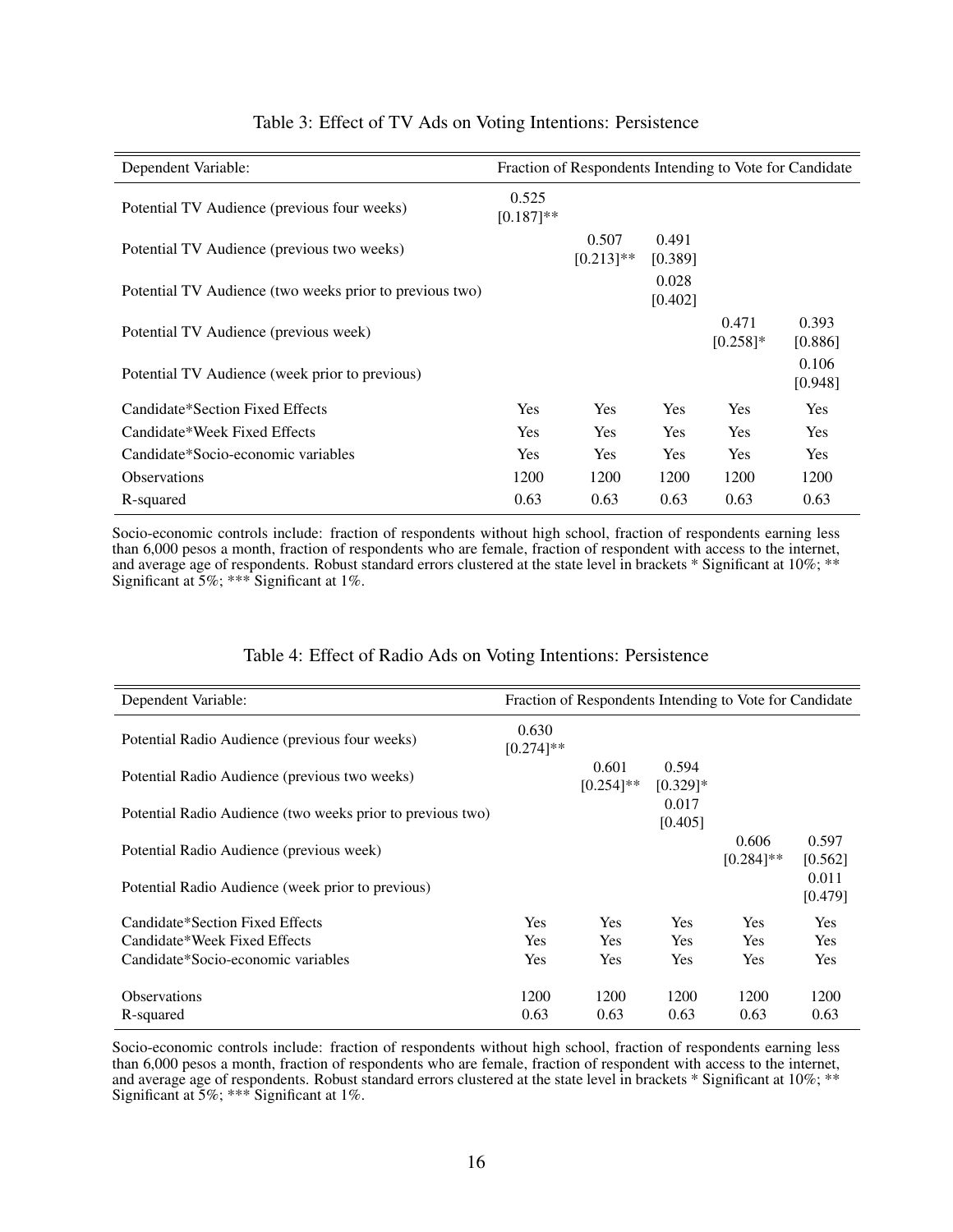Table 3: Effect of TV Ads on Voting Intentions: Persistence

| Dependent Variable: | Fraction of Respondents Intending to Vote for Candidate | | | | |
|---|---|---|---|---|---|
| Potential TV Audience (previous four weeks) | 0.525<br>[0.187]** | | | | |
| Potential TV Audience (previous two weeks) | | 0.507<br>[0.213]** | 0.491<br>[0.389] | | |
| Potential TV Audience (two weeks prior to previous two) | | | 0.028<br>[0.402] | | |
| Potential TV Audience (previous week) | | | | 0.471<br>[0.258]* | 0.393<br>[0.886] |
| Potential TV Audience (week prior to previous) | | | | | 0.106<br>[0.948] |
| Candidate*Section Fixed Effects | Yes | Yes | Yes | Yes | Yes |
| Candidate*Week Fixed Effects | Yes | Yes | Yes | Yes | Yes |
| Candidate*Socio-economic variables | Yes | Yes | Yes | Yes | Yes |
| Observations | 1200 | 1200 | 1200 | 1200 | 1200 |
| R-squared | 0.63 | 0.63 | 0.63 | 0.63 | 0.63 |

Socio-economic controls include: fraction of respondents without high school, fraction of respondents earning less than 6,000 pesos a month, fraction of respondents who are female, fraction of respondent with access to the internet, and average age of respondents. Robust standard errors clustered at the state level in brackets * Significant at 10%; ** Significant at 5%; *** Significant at 1%.

Table 4: Effect of Radio Ads on Voting Intentions: Persistence

| Dependent Variable: | Fraction of Respondents Intending to Vote for Candidate | | | | |
|---|---|---|---|---|---|
| Potential Radio Audience (previous four weeks) | 0.630<br>[0.274]** | | | | |
| Potential Radio Audience (previous two weeks) | | 0.601<br>[0.254]** | 0.594<br>[0.329]* | | |
| Potential Radio Audience (two weeks prior to previous two) | | | 0.017<br>[0.405] | | |
| Potential Radio Audience (previous week) | | | | 0.606<br>[0.284]** | 0.597<br>[0.562] |
| Potential Radio Audience (week prior to previous) | | | | | 0.011<br>[0.479] |
| Candidate*Section Fixed Effects | Yes | Yes | Yes | Yes | Yes |
| Candidate*Week Fixed Effects | Yes | Yes | Yes | Yes | Yes |
| Candidate*Socio-economic variables | Yes | Yes | Yes | Yes | Yes |
| Observations | 1200 | 1200 | 1200 | 1200 | 1200 |
| R-squared | 0.63 | 0.63 | 0.63 | 0.63 | 0.63 |

Socio-economic controls include: fraction of respondents without high school, fraction of respondents earning less than 6,000 pesos a month, fraction of respondents who are female, fraction of respondent with access to the internet, and average age of respondents. Robust standard errors clustered at the state level in brackets * Significant at 10%; ** Significant at 5%; *** Significant at 1%.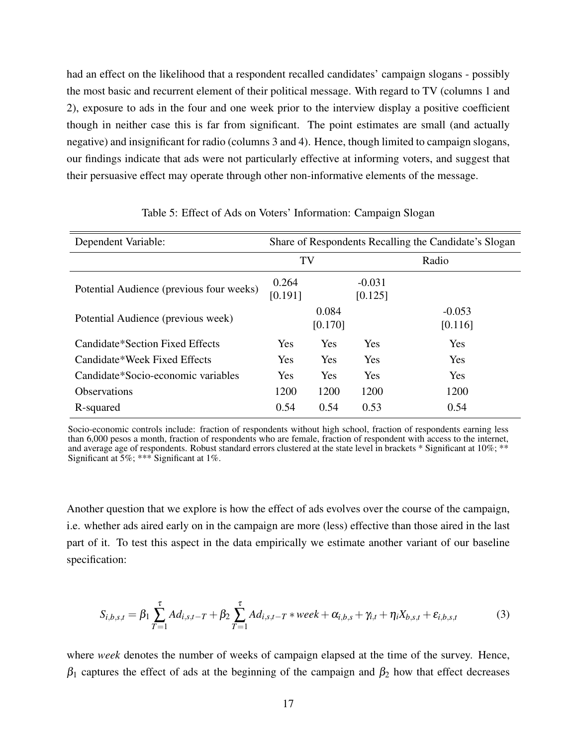had an effect on the likelihood that a respondent recalled candidates' campaign slogans - possibly the most basic and recurrent element of their political message. With regard to TV (columns 1 and 2), exposure to ads in the four and one week prior to the interview display a positive coefficient though in neither case this is far from significant. The point estimates are small (and actually negative) and insignificant for radio (columns 3 and 4). Hence, though limited to campaign slogans, our findings indicate that ads were not particularly effective at informing voters, and suggest that their persuasive effect may operate through other non-informative elements of the message.

Table 5: Effect of Ads on Voters' Information: Campaign Slogan

| Dependent Variable: | Share of Respondents Recalling the Candidate's Slogan | | | |
|---|---|---|---|---|
| | TV | | Radio | |
| Potential Audience (previous four weeks) | 0.264<br>[0.191] | | -0.031<br>[0.125] | |
| Potential Audience (previous week) | | 0.084<br>[0.170] | | -0.053<br>[0.116] |
| Candidate*Section Fixed Effects | Yes | Yes | Yes | Yes |
| Candidate*Week Fixed Effects | Yes | Yes | Yes | Yes |
| Candidate*Socio-economic variables | Yes | Yes | Yes | Yes |
| Observations | 1200 | 1200 | 1200 | 1200 |
| R-squared | 0.54 | 0.54 | 0.53 | 0.54 |

Socio-economic controls include: fraction of respondents without high school, fraction of respondents earning less than 6,000 pesos a month, fraction of respondents who are female, fraction of respondent with access to the internet, and average age of respondents. Robust standard errors clustered at the state level in brackets * Significant at 10%; ** Significant at 5%; *** Significant at 1%.

Another question that we explore is how the effect of ads evolves over the course of the campaign, i.e. whether ads aired early on in the campaign are more (less) effective than those aired in the last part of it. To test this aspect in the data empirically we estimate another variant of our baseline specification:

$$S_{i,b,s,t} = \beta_1 \sum_{T=1}^{\tau} Ad_{i,s,t-T} + \beta_2 \sum_{T=1}^{\tau} Ad_{i,s,t-T} * week + \alpha_{i,b,s} + \gamma_{i,t} + \eta_i X_{b,s,t} + \varepsilon_{i,b,s,t} \tag{3}$$

where *week* denotes the number of weeks of campaign elapsed at the time of the survey. Hence, $\beta_1$ captures the effect of ads at the beginning of the campaign and $\beta_2$ how that effect decreases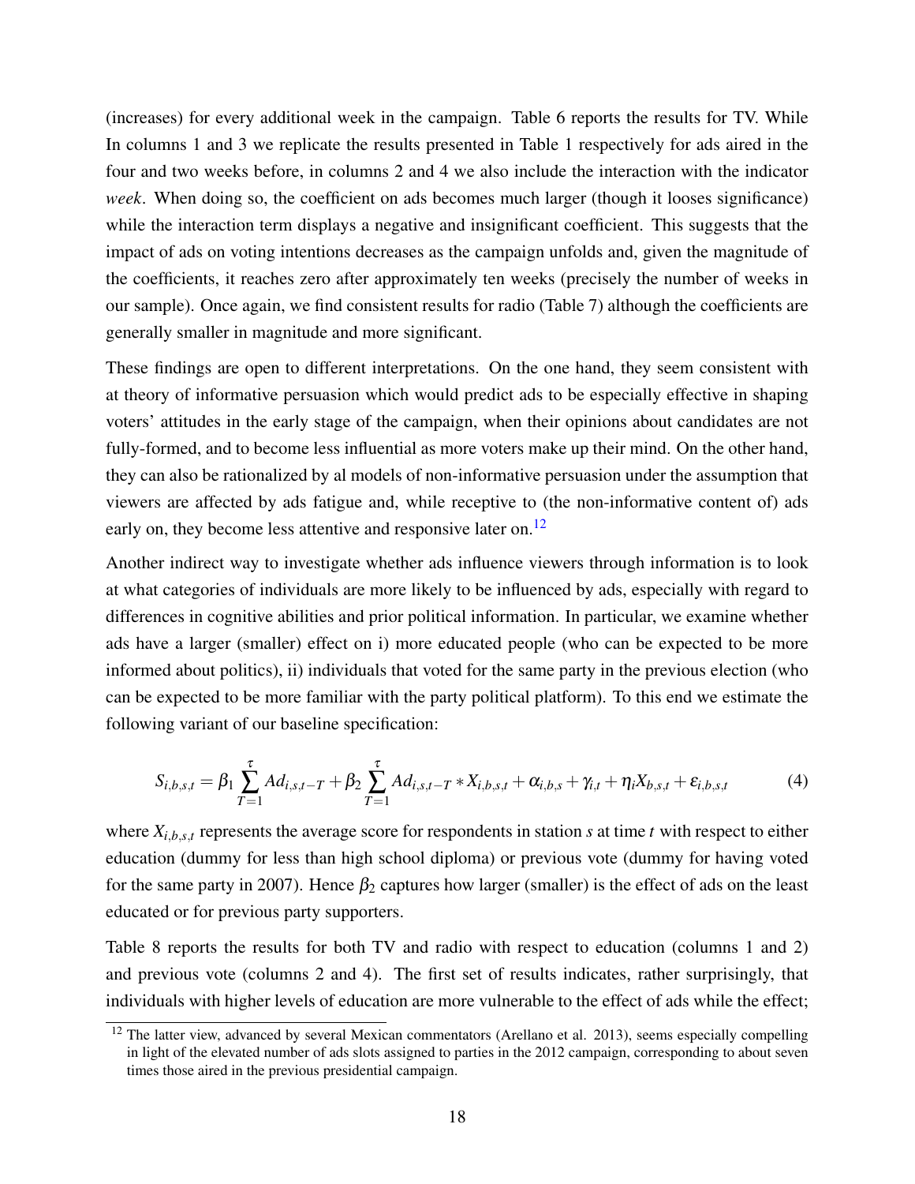(increases) for every additional week in the campaign. Table 6 reports the results for TV. While In columns 1 and 3 we replicate the results presented in Table 1 respectively for ads aired in the four and two weeks before, in columns 2 and 4 we also include the interaction with the indicator *week*. When doing so, the coefficient on ads becomes much larger (though it looses significance) while the interaction term displays a negative and insignificant coefficient. This suggests that the impact of ads on voting intentions decreases as the campaign unfolds and, given the magnitude of the coefficients, it reaches zero after approximately ten weeks (precisely the number of weeks in our sample). Once again, we find consistent results for radio (Table 7) although the coefficients are generally smaller in magnitude and more significant.

These findings are open to different interpretations. On the one hand, they seem consistent with at theory of informative persuasion which would predict ads to be especially effective in shaping voters' attitudes in the early stage of the campaign, when their opinions about candidates are not fully-formed, and to become less influential as more voters make up their mind. On the other hand, they can also be rationalized by al models of non-informative persuasion under the assumption that viewers are affected by ads fatigue and, while receptive to (the non-informative content of) ads early on, they become less attentive and responsive later on.[12]

Another indirect way to investigate whether ads influence viewers through information is to look at what categories of individuals are more likely to be influenced by ads, especially with regard to differences in cognitive abilities and prior political information. In particular, we examine whether ads have a larger (smaller) effect on i) more educated people (who can be expected to be more informed about politics), ii) individuals that voted for the same party in the previous election (who can be expected to be more familiar with the party political platform). To this end we estimate the following variant of our baseline specification:

$$S_{i,b,s,t} = \beta_1 \sum_{T=1}^{\tau} Ad_{i,s,t-T} + \beta_2 \sum_{T=1}^{\tau} Ad_{i,s,t-T} * X_{i,b,s,t} + \alpha_{i,b,s} + \gamma_{i,t} + \eta_i X_{b,s,t} + \varepsilon_{i,b,s,t} \tag{4}$$

where $X_{i,b,s,t}$ represents the average score for respondents in station $s$ at time $t$ with respect to either education (dummy for less than high school diploma) or previous vote (dummy for having voted for the same party in 2007). Hence $\beta_2$ captures how larger (smaller) is the effect of ads on the least educated or for previous party supporters.

Table 8 reports the results for both TV and radio with respect to education (columns 1 and 2) and previous vote (columns 2 and 4). The first set of results indicates, rather surprisingly, that individuals with higher levels of education are more vulnerable to the effect of ads while the effect;

[12] The latter view, advanced by several Mexican commentators (Arellano et al. 2013), seems especially compelling in light of the elevated number of ads slots assigned to parties in the 2012 campaign, corresponding to about seven times those aired in the previous presidential campaign.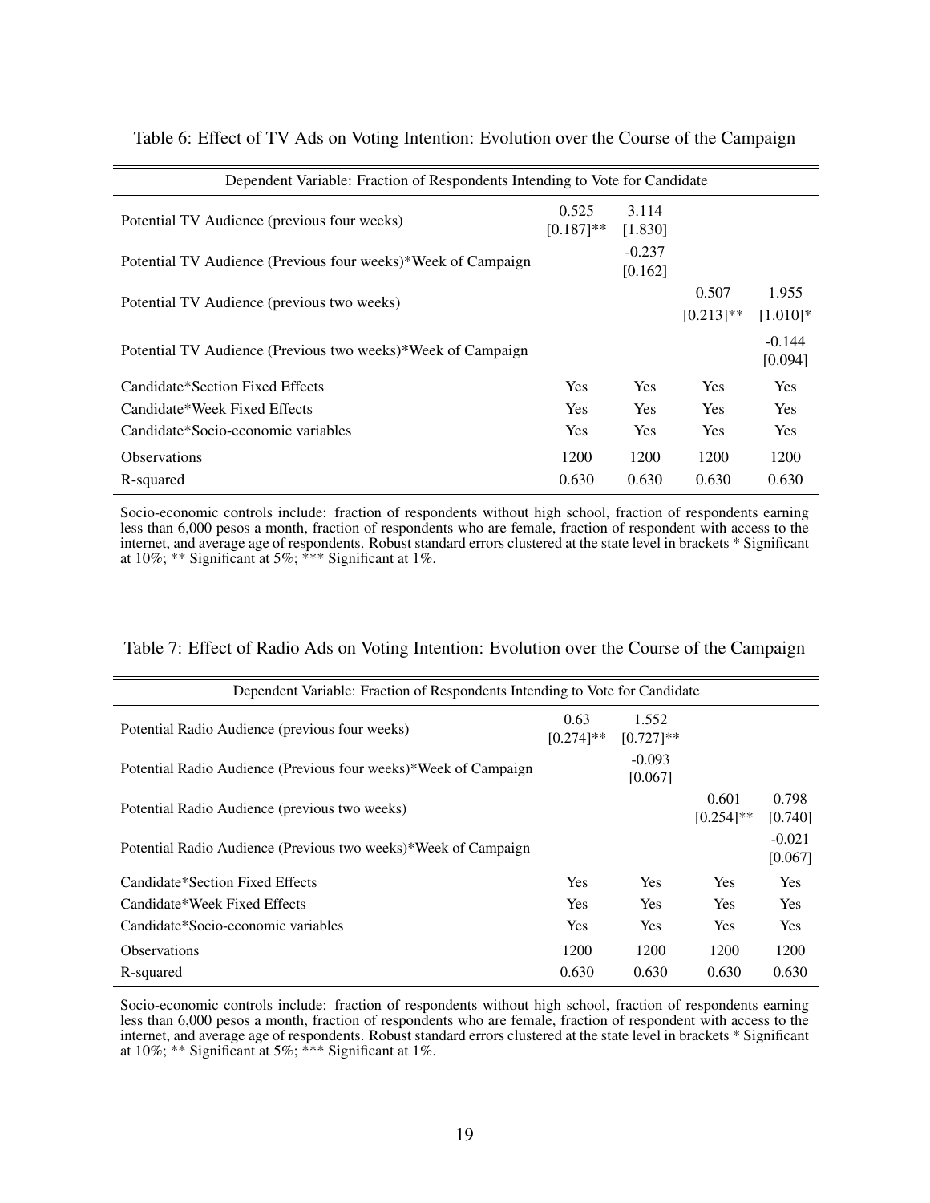Table 6: Effect of TV Ads on Voting Intention: Evolution over the Course of the Campaign

| Dependent Variable: Fraction of Respondents Intending to Vote for Candidate | | | | |
|---|---|---|---|---|
| Potential TV Audience (previous four weeks) | 0.525<br>[0.187]** | 3.114<br>[1.830] | | |
| Potential TV Audience (Previous four weeks)*Week of Campaign | | -0.237<br>[0.162] | | |
| Potential TV Audience (previous two weeks) | | | 0.507<br>[0.213]** | 1.955<br>[1.010]* |
| Potential TV Audience (Previous two weeks)*Week of Campaign | | | | -0.144<br>[0.094] |
| Candidate*Section Fixed Effects | Yes | Yes | Yes | Yes |
| Candidate*Week Fixed Effects | Yes | Yes | Yes | Yes |
| Candidate*Socio-economic variables | Yes | Yes | Yes | Yes |
| Observations | 1200 | 1200 | 1200 | 1200 |
| R-squared | 0.630 | 0.630 | 0.630 | 0.630 |

Socio-economic controls include: fraction of respondents without high school, fraction of respondents earning less than 6,000 pesos a month, fraction of respondents who are female, fraction of respondent with access to the internet, and average age of respondents. Robust standard errors clustered at the state level in brackets * Significant at 10%; ** Significant at 5%; *** Significant at 1%.

Table 7: Effect of Radio Ads on Voting Intention: Evolution over the Course of the Campaign

| Dependent Variable: Fraction of Respondents Intending to Vote for Candidate | | | | |
|---|---|---|---|---|
| Potential Radio Audience (previous four weeks) | 0.63<br>[0.274]** | 1.552<br>[0.727]** | | |
| Potential Radio Audience (Previous four weeks)*Week of Campaign | | -0.093<br>[0.067] | | |
| Potential Radio Audience (previous two weeks) | | | 0.601<br>[0.254]** | 0.798<br>[0.740] |
| Potential Radio Audience (Previous two weeks)*Week of Campaign | | | | -0.021<br>[0.067] |
| Candidate*Section Fixed Effects | Yes | Yes | Yes | Yes |
| Candidate*Week Fixed Effects | Yes | Yes | Yes | Yes |
| Candidate*Socio-economic variables | Yes | Yes | Yes | Yes |
| Observations | 1200 | 1200 | 1200 | 1200 |
| R-squared | 0.630 | 0.630 | 0.630 | 0.630 |

Socio-economic controls include: fraction of respondents without high school, fraction of respondents earning less than 6,000 pesos a month, fraction of respondents who are female, fraction of respondent with access to the internet, and average age of respondents. Robust standard errors clustered at the state level in brackets * Significant at 10%; ** Significant at 5%; *** Significant at 1%.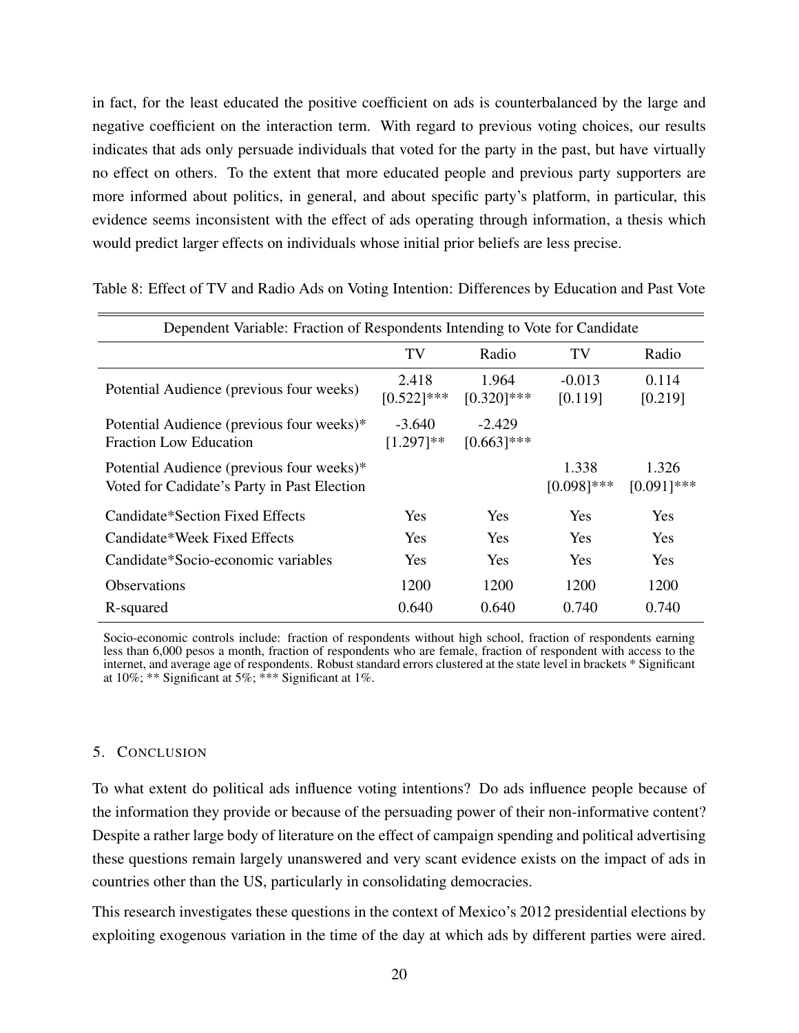in fact, for the least educated the positive coefficient on ads is counterbalanced by the large and negative coefficient on the interaction term. With regard to previous voting choices, our results indicates that ads only persuade individuals that voted for the party in the past, but have virtually no effect on others. To the extent that more educated people and previous party supporters are more informed about politics, in general, and about specific party's platform, in particular, this evidence seems inconsistent with the effect of ads operating through information, a thesis which would predict larger effects on individuals whose initial prior beliefs are less precise.

Table 8: Effect of TV and Radio Ads on Voting Intention: Differences by Education and Past Vote

| Dependent Variable: Fraction of Respondents Intending to Vote for Candidate | | | | |
|---|---|---|---|---|
| | TV | Radio | TV | Radio |
| Potential Audience (previous four weeks) | 2.418 [0.522]*** | 1.964 [0.320]*** | -0.013 [0.119] | 0.114 [0.219] |
| Potential Audience (previous four weeks)* Fraction Low Education | -3.640 [1.297]** | -2.429 [0.663]*** | | |
| Potential Audience (previous four weeks)* Voted for Cadidate's Party in Past Election | | | 1.338 [0.098]*** | 1.326 [0.091]*** |
| Candidate*Section Fixed Effects | Yes | Yes | Yes | Yes |
| Candidate*Week Fixed Effects | Yes | Yes | Yes | Yes |
| Candidate*Socio-economic variables | Yes | Yes | Yes | Yes |
| Observations | 1200 | 1200 | 1200 | 1200 |
| R-squared | 0.640 | 0.640 | 0.740 | 0.740 |

Socio-economic controls include: fraction of respondents without high school, fraction of respondents earning less than 6,000 pesos a month, fraction of respondents who are female, fraction of respondent with access to the internet, and average age of respondents. Robust standard errors clustered at the state level in brackets * Significant at 10%; ** Significant at 5%; *** Significant at 1%.

## 5. Conclusion

To what extent do political ads influence voting intentions? Do ads influence people because of the information they provide or because of the persuading power of their non-informative content? Despite a rather large body of literature on the effect of campaign spending and political advertising these questions remain largely unanswered and very scant evidence exists on the impact of ads in countries other than the US, particularly in consolidating democracies.

This research investigates these questions in the context of Mexico's 2012 presidential elections by exploiting exogenous variation in the time of the day at which ads by different parties were aired.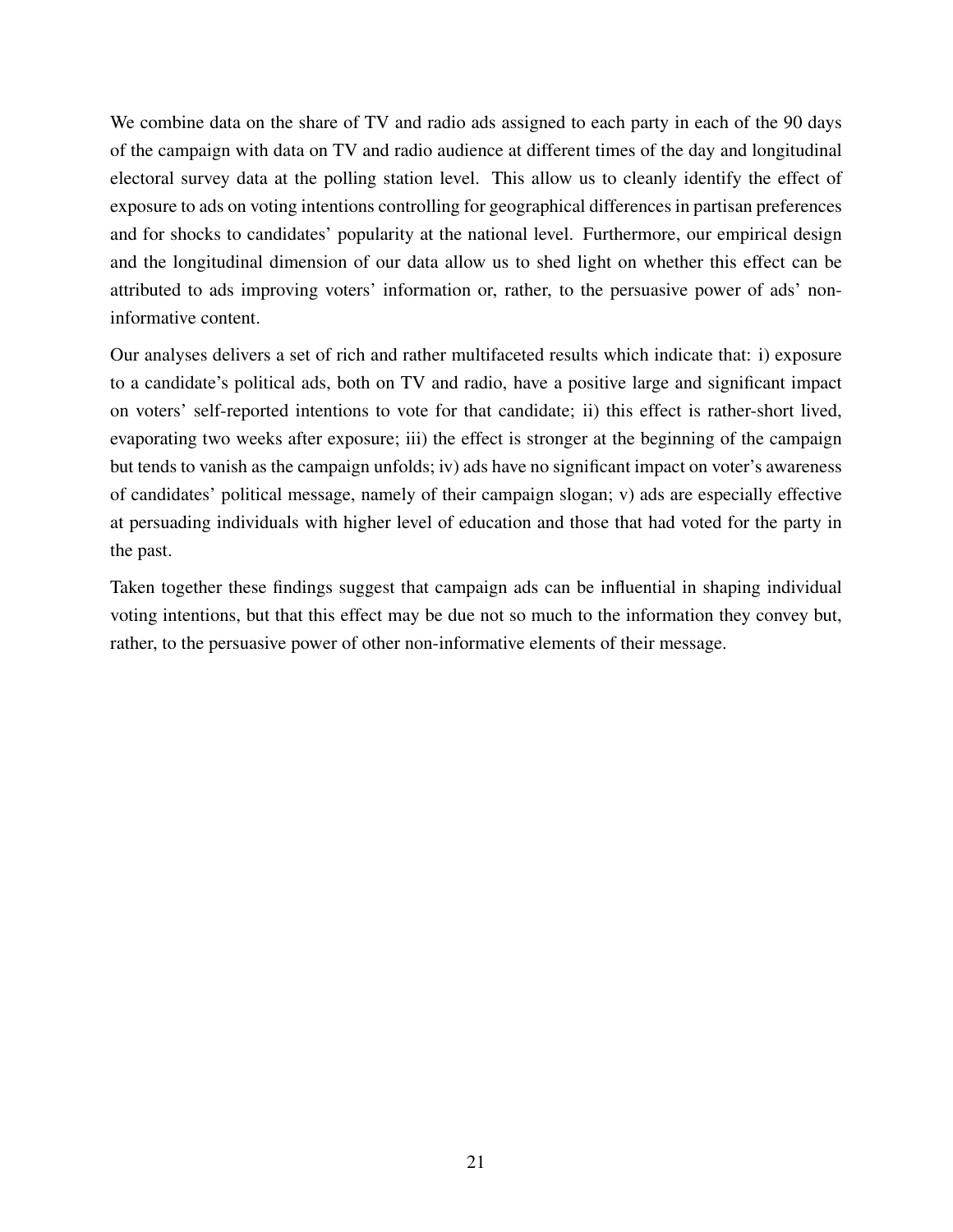We combine data on the share of TV and radio ads assigned to each party in each of the 90 days of the campaign with data on TV and radio audience at different times of the day and longitudinal electoral survey data at the polling station level. This allow us to cleanly identify the effect of exposure to ads on voting intentions controlling for geographical differences in partisan preferences and for shocks to candidates' popularity at the national level. Furthermore, our empirical design and the longitudinal dimension of our data allow us to shed light on whether this effect can be attributed to ads improving voters' information or, rather, to the persuasive power of ads' non-informative content.

Our analyses delivers a set of rich and rather multifaceted results which indicate that: i) exposure to a candidate's political ads, both on TV and radio, have a positive large and significant impact on voters' self-reported intentions to vote for that candidate; ii) this effect is rather-short lived, evaporating two weeks after exposure; iii) the effect is stronger at the beginning of the campaign but tends to vanish as the campaign unfolds; iv) ads have no significant impact on voter's awareness of candidates' political message, namely of their campaign slogan; v) ads are especially effective at persuading individuals with higher level of education and those that had voted for the party in the past.

Taken together these findings suggest that campaign ads can be influential in shaping individual voting intentions, but that this effect may be due not so much to the information they convey but, rather, to the persuasive power of other non-informative elements of their message.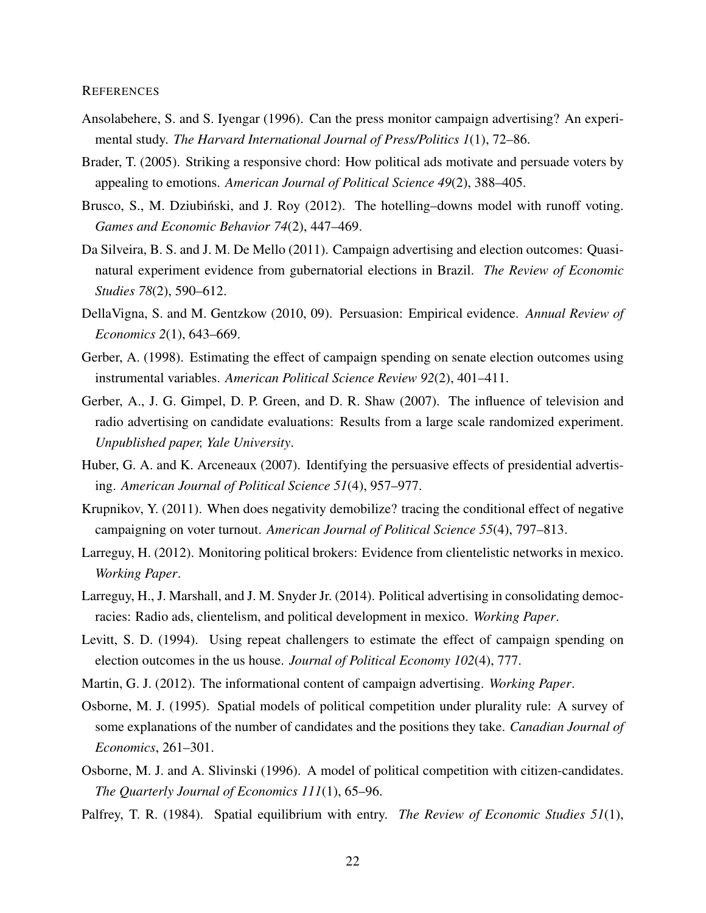## REFERENCES

Ansolabehere, S. and S. Iyengar (1996). Can the press monitor campaign advertising? An experimental study. *The Harvard International Journal of Press/Politics 1*(1), 72–86.

Brader, T. (2005). Striking a responsive chord: How political ads motivate and persuade voters by appealing to emotions. *American Journal of Political Science 49*(2), 388–405.

Brusco, S., M. Dziubiński, and J. Roy (2012). The hotelling–downs model with runoff voting. *Games and Economic Behavior 74*(2), 447–469.

Da Silveira, B. S. and J. M. De Mello (2011). Campaign advertising and election outcomes: Quasi-natural experiment evidence from gubernatorial elections in Brazil. *The Review of Economic Studies 78*(2), 590–612.

DellaVigna, S. and M. Gentzkow (2010, 09). Persuasion: Empirical evidence. *Annual Review of Economics 2*(1), 643–669.

Gerber, A. (1998). Estimating the effect of campaign spending on senate election outcomes using instrumental variables. *American Political Science Review 92*(2), 401–411.

Gerber, A., J. G. Gimpel, D. P. Green, and D. R. Shaw (2007). The influence of television and radio advertising on candidate evaluations: Results from a large scale randomized experiment. *Unpublished paper, Yale University*.

Huber, G. A. and K. Arceneaux (2007). Identifying the persuasive effects of presidential advertising. *American Journal of Political Science 51*(4), 957–977.

Krupnikov, Y. (2011). When does negativity demobilize? tracing the conditional effect of negative campaigning on voter turnout. *American Journal of Political Science 55*(4), 797–813.

Larreguy, H. (2012). Monitoring political brokers: Evidence from clientelistic networks in mexico. *Working Paper*.

Larreguy, H., J. Marshall, and J. M. Snyder Jr. (2014). Political advertising in consolidating democracies: Radio ads, clientelism, and political development in mexico. *Working Paper*.

Levitt, S. D. (1994). Using repeat challengers to estimate the effect of campaign spending on election outcomes in the us house. *Journal of Political Economy 102*(4), 777.

Martin, G. J. (2012). The informational content of campaign advertising. *Working Paper*.

Osborne, M. J. (1995). Spatial models of political competition under plurality rule: A survey of some explanations of the number of candidates and the positions they take. *Canadian Journal of Economics*, 261–301.

Osborne, M. J. and A. Slivinski (1996). A model of political competition with citizen-candidates. *The Quarterly Journal of Economics 111*(1), 65–96.

Palfrey, T. R. (1984). Spatial equilibrium with entry. *The Review of Economic Studies 51*(1),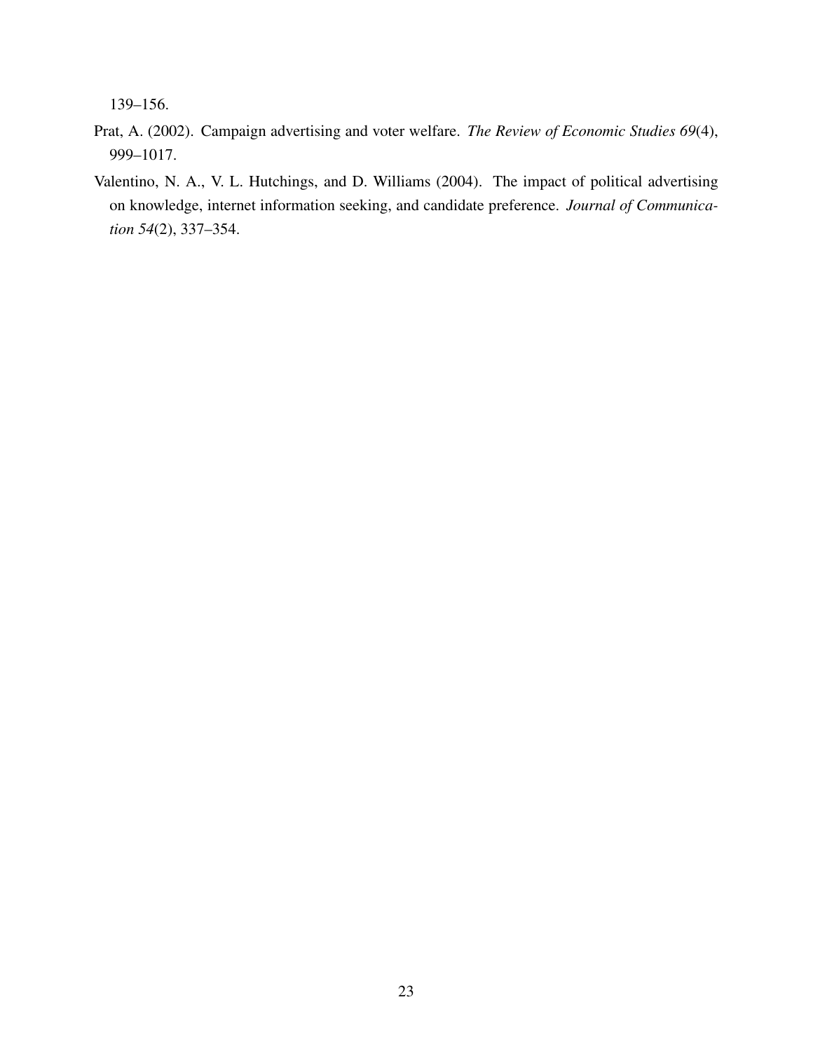139–156.

Prat, A. (2002). Campaign advertising and voter welfare. *The Review of Economic Studies 69*(4), 999–1017.

Valentino, N. A., V. L. Hutchings, and D. Williams (2004). The impact of political advertising on knowledge, internet information seeking, and candidate preference. *Journal of Communication 54*(2), 337–354.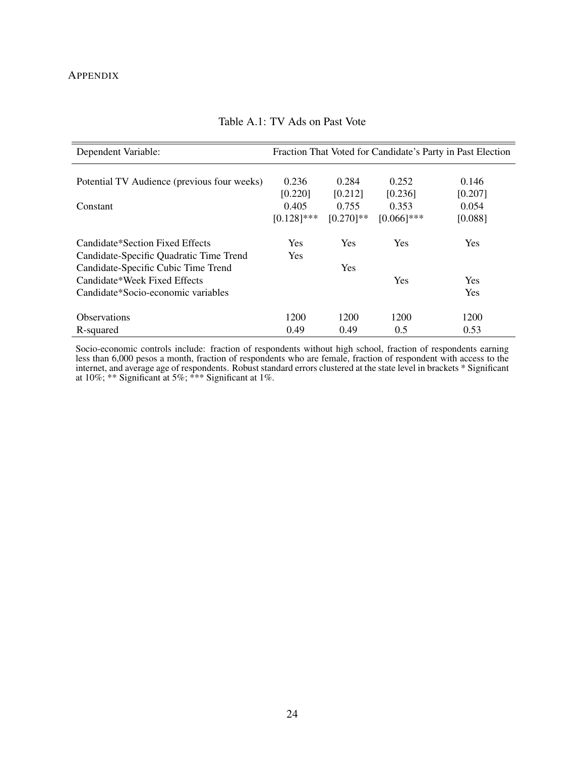# APPENDIX

Table A.1: TV Ads on Past Vote

| Dependent Variable: | Fraction That Voted for Candidate's Party in Past Election | | | |
|---|---|---|---|---|
| Potential TV Audience (previous four weeks) | 0.236 | 0.284 | 0.252 | 0.146 |
| | [0.220] | [0.212] | [0.236] | [0.207] |
| Constant | 0.405 | 0.755 | 0.353 | 0.054 |
| | [0.128]*** | [0.270]** | [0.066]*** | [0.088] |
| Candidate*Section Fixed Effects | Yes | Yes | Yes | Yes |
| Candidate-Specific Quadratic Time Trend | Yes | | | |
| Candidate-Specific Cubic Time Trend | | Yes | | |
| Candidate*Week Fixed Effects | | | Yes | Yes |
| Candidate*Socio-economic variables | | | | Yes |
| Observations | 1200 | 1200 | 1200 | 1200 |
| R-squared | 0.49 | 0.49 | 0.5 | 0.53 |

Socio-economic controls include: fraction of respondents without high school, fraction of respondents earning less than 6,000 pesos a month, fraction of respondents who are female, fraction of respondent with access to the internet, and average age of respondents. Robust standard errors clustered at the state level in brackets * Significant at 10%; ** Significant at 5%; *** Significant at 1%.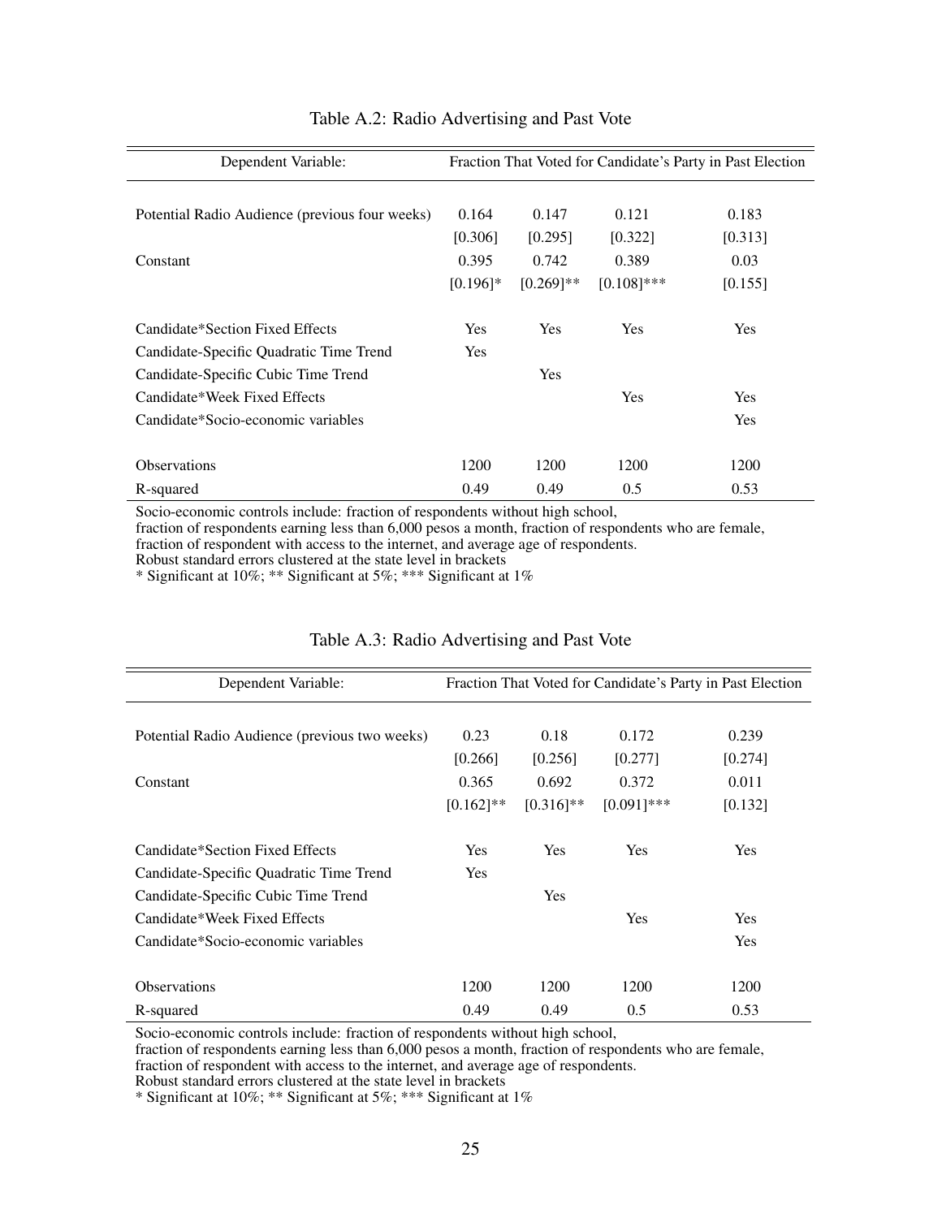Table A.2: Radio Advertising and Past Vote

| Dependent Variable: | Fraction That Voted for Candidate's Party in Past Election | | | |
|---|---|---|---|---|
| Potential Radio Audience (previous four weeks) | 0.164 | 0.147 | 0.121 | 0.183 |
| | [0.306] | [0.295] | [0.322] | [0.313] |
| Constant | 0.395 | 0.742 | 0.389 | 0.03 |
| | [0.196]* | [0.269]** | [0.108]*** | [0.155] |
| Candidate*Section Fixed Effects | Yes | Yes | Yes | Yes |
| Candidate-Specific Quadratic Time Trend | Yes | | | |
| Candidate-Specific Cubic Time Trend | | Yes | | |
| Candidate*Week Fixed Effects | | | Yes | Yes |
| Candidate*Socio-economic variables | | | | Yes |
| Observations | 1200 | 1200 | 1200 | 1200 |
| R-squared | 0.49 | 0.49 | 0.5 | 0.53 |

Socio-economic controls include: fraction of respondents without high school,
fraction of respondents earning less than 6,000 pesos a month, fraction of respondents who are female,
fraction of respondent with access to the internet, and average age of respondents.
Robust standard errors clustered at the state level in brackets
* Significant at 10%; ** Significant at 5%; *** Significant at 1%

Table A.3: Radio Advertising and Past Vote

| Dependent Variable: | Fraction That Voted for Candidate's Party in Past Election | | | |
|---|---|---|---|---|
| Potential Radio Audience (previous two weeks) | 0.23 | 0.18 | 0.172 | 0.239 |
| | [0.266] | [0.256] | [0.277] | [0.274] |
| Constant | 0.365 | 0.692 | 0.372 | 0.011 |
| | [0.162]** | [0.316]** | [0.091]*** | [0.132] |
| Candidate*Section Fixed Effects | Yes | Yes | Yes | Yes |
| Candidate-Specific Quadratic Time Trend | Yes | | | |
| Candidate-Specific Cubic Time Trend | | Yes | | |
| Candidate*Week Fixed Effects | | | Yes | Yes |
| Candidate*Socio-economic variables | | | | Yes |
| Observations | 1200 | 1200 | 1200 | 1200 |
| R-squared | 0.49 | 0.49 | 0.5 | 0.53 |

Socio-economic controls include: fraction of respondents without high school,
fraction of respondents earning less than 6,000 pesos a month, fraction of respondents who are female,
fraction of respondent with access to the internet, and average age of respondents.
Robust standard errors clustered at the state level in brackets
* Significant at 10%; ** Significant at 5%; *** Significant at 1%